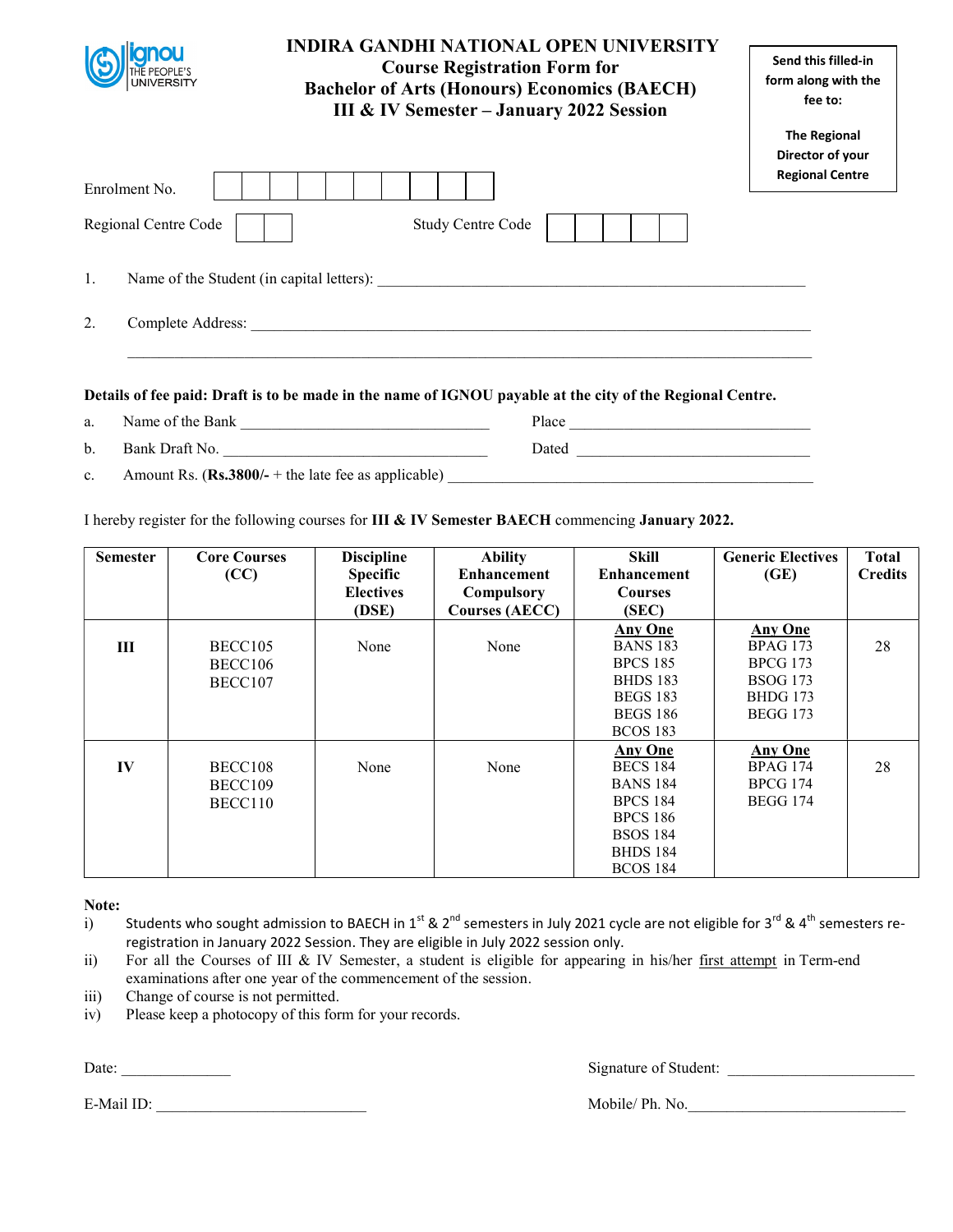# INDIRA GANDHI NATIONAL OPEN UNIVERSITY
## Course Registration Form for
## Bachelor of Arts (Honours) Economics (BAECH)
## III & IV Semester – January 2022 Session

**Send this filled-in form along with the fee to:**

**The Regional Director of your Regional Centre**

Enrolment No. | | | | | | | | | | |

Regional Centre Code | | | Study Centre Code | | | | | |

1. Name of the Student (in capital letters): ________________________________________________

2. Complete Address: ________________________________________________

________________________________________________

**Details of fee paid: Draft is to be made in the name of IGNOU payable at the city of the Regional Centre.**

a. Name of the Bank ____________________ Place ____________________

b. Bank Draft No. ____________________ Dated ____________________

c. Amount Rs. (**Rs.3800/-** + the late fee as applicable) ____________________

I hereby register for the following courses for **III & IV Semester BAECH** commencing **January 2022.**

| Semester | Core Courses (CC) | Discipline Specific Electives (DSE) | Ability Enhancement Compulsory Courses (AECC) | Skill Enhancement Courses (SEC) | Generic Electives (GE) | Total Credits |
|---|---|---|---|---|---|---|
| III | BECC105<br>BECC106<br>BECC107 | None | None | **Any One**<br>BANS 183<br>BPCS 185<br>BHDS 183<br>BEGS 183<br>BEGS 186<br>BCOS 183 | **Any One**<br>BPAG 173<br>BPCG 173<br>BSOG 173<br>BHDG 173<br>BEGG 173 | 28 |
| IV | BECC108<br>BECC109<br>BECC110 | None | None | **Any One**<br>BECS 184<br>BANS 184<br>BPCS 184<br>BPCS 186<br>BSOS 184<br>BHDS 184<br>BCOS 184 | **Any One**<br>BPAG 174<br>BPCG 174<br>BEGG 174 | 28 |

**Note:**

i) Students who sought admission to BAECH in 1st & 2nd semesters in July 2021 cycle are not eligible for 3rd & 4th semesters re-registration in January 2022 Session. They are eligible in July 2022 session only.

ii) For all the Courses of III & IV Semester, a student is eligible for appearing in his/her first attempt in Term-end examinations after one year of the commencement of the session.

iii) Change of course is not permitted.

iv) Please keep a photocopy of this form for your records.

Date: ______________ Signature of Student: ________________________

E-Mail ID: ________________________ Mobile/ Ph. No.________________________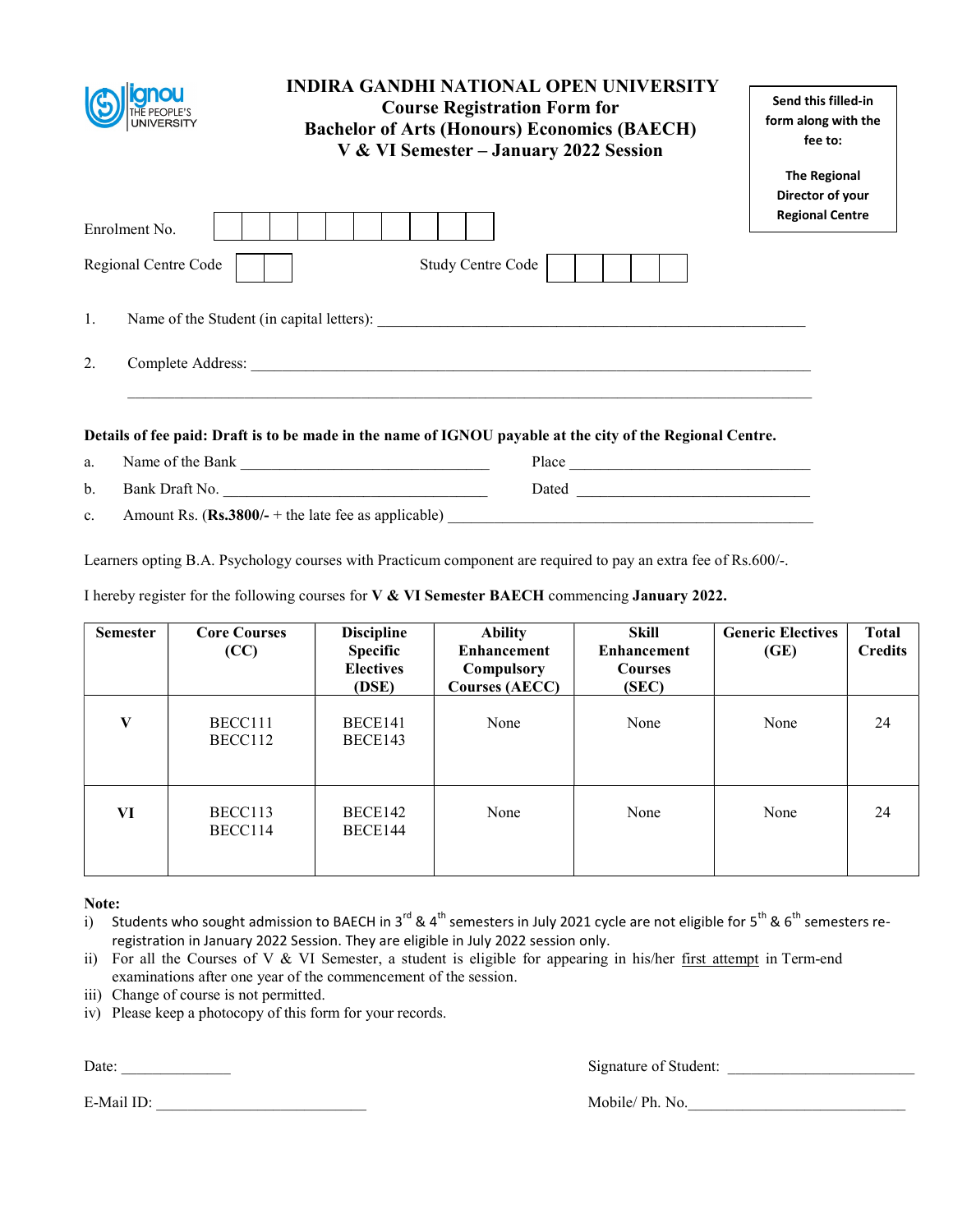# INDIRA GANDHI NATIONAL OPEN UNIVERSITY

## Course Registration Form for Bachelor of Arts (Honours) Economics (BAECH) V & VI Semester – January 2022 Session

**Send this filled-in form along with the fee to:**

**The Regional Director of your Regional Centre**

Enrolment No. | | | | | | | | | | |

Regional Centre Code | | | Study Centre Code | | | | | |

1. Name of the Student (in capital letters): ____________________________________________

2. Complete Address: ____________________________________________________________

____________________________________________________________

**Details of fee paid: Draft is to be made in the name of IGNOU payable at the city of the Regional Centre.**

a. Name of the Bank ____________________________ Place ____________________________

b. Bank Draft No. ____________________________ Dated ____________________________

c. Amount Rs. (**Rs.3800/-** + the late fee as applicable) ____________________________

Learners opting B.A. Psychology courses with Practicum component are required to pay an extra fee of Rs.600/-.

I hereby register for the following courses for **V & VI Semester BAECH** commencing **January 2022.**

| Semester | Core Courses (CC) | Discipline Specific Electives (DSE) | Ability Enhancement Compulsory Courses (AECC) | Skill Enhancement Courses (SEC) | Generic Electives (GE) | Total Credits |
|---|---|---|---|---|---|---|
| **V** | BECC111<br>BECC112 | BECE141<br>BECE143 | None | None | None | 24 |
| **VI** | BECC113<br>BECC114 | BECE142<br>BECE144 | None | None | None | 24 |

**Note:**

i) Students who sought admission to BAECH in 3rd & 4th semesters in July 2021 cycle are not eligible for 5th & 6th semesters re-registration in January 2022 Session. They are eligible in July 2022 session only.

ii) For all the Courses of V & VI Semester, a student is eligible for appearing in his/her first attempt in Term-end examinations after one year of the commencement of the session.

iii) Change of course is not permitted.

iv) Please keep a photocopy of this form for your records.

Date: ______________ Signature of Student: ________________________

E-Mail ID: ___________________________ Mobile/ Ph. No.____________________________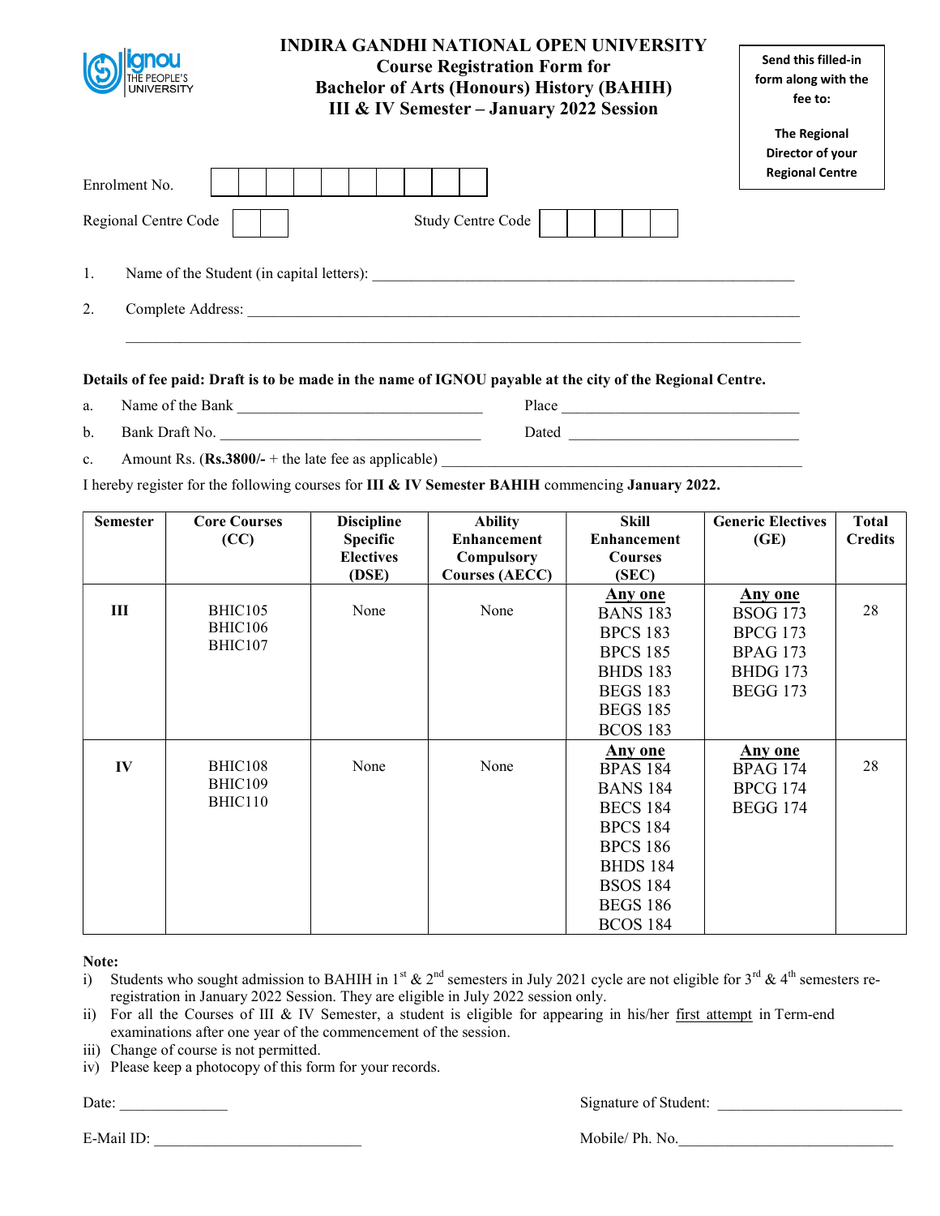# INDIRA GANDHI NATIONAL OPEN UNIVERSITY

## Course Registration Form for Bachelor of Arts (Honours) History (BAHIH) III & IV Semester – January 2022 Session

**Send this filled-in form along with the fee to:**

**The Regional Director of your Regional Centre**

Enrolment No. | | | | | | | | | | |

Regional Centre Code | | |        Study Centre Code | | | | | |

1. Name of the Student (in capital letters): ______________________________________________

2. Complete Address: ______________________________________________________________

______________________________________________________________

**Details of fee paid: Draft is to be made in the name of IGNOU payable at the city of the Regional Centre.**

a. Name of the Bank ____________________________ Place ____________________________

b. Bank Draft No. ____________________________ Dated ____________________________

c. Amount Rs. (**Rs.3800/-** + the late fee as applicable) ____________________________________________

I hereby register for the following courses for **III & IV Semester BAHIH** commencing **January 2022.**

| Semester | Core Courses (CC) | Discipline Specific Electives (DSE) | Ability Enhancement Compulsory Courses (AECC) | Skill Enhancement Courses (SEC) | Generic Electives (GE) | Total Credits |
|---|---|---|---|---|---|---|
| **III** | BHIC105<br>BHIC106<br>BHIC107 | None | None | **Any one**<br>BANS 183<br>BPCS 183<br>BPCS 185<br>BHDS 183<br>BEGS 183<br>BEGS 185<br>BCOS 183 | **Any one**<br>BSOG 173<br>BPCG 173<br>BPAG 173<br>BHDG 173<br>BEGG 173 | 28 |
| **IV** | BHIC108<br>BHIC109<br>BHIC110 | None | None | **Any one**<br>BPAS 184<br>BANS 184<br>BECS 184<br>BPCS 184<br>BPCS 186<br>BHDS 184<br>BSOS 184<br>BEGS 186<br>BCOS 184 | **Any one**<br>BPAG 174<br>BPCG 174<br>BEGG 174 | 28 |

**Note:**

i) Students who sought admission to BAHIH in 1st & 2nd semesters in July 2021 cycle are not eligible for 3rd & 4th semesters re-registration in January 2022 Session. They are eligible in July 2022 session only.

ii) For all the Courses of III & IV Semester, a student is eligible for appearing in his/her first attempt in Term-end examinations after one year of the commencement of the session.

iii) Change of course is not permitted.

iv) Please keep a photocopy of this form for your records.

Date: ______________        Signature of Student: ________________________

E-Mail ID: ___________________________        Mobile/ Ph. No.____________________________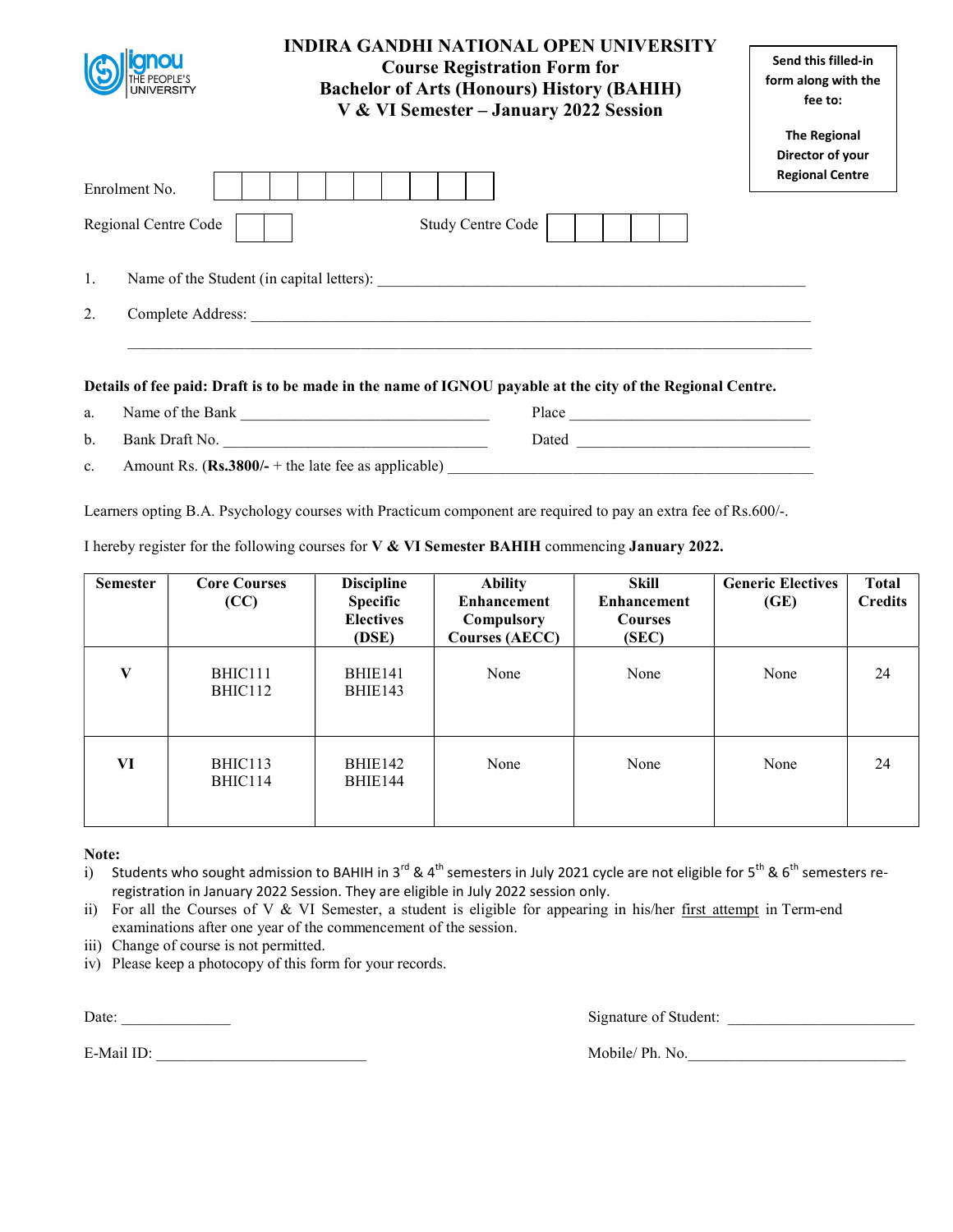# INDIRA GANDHI NATIONAL OPEN UNIVERSITY

## Course Registration Form for Bachelor of Arts (Honours) History (BAHIH) V & VI Semester – January 2022 Session

**Send this filled-in form along with the fee to:**

**The Regional Director of your Regional Centre**

Enrolment No. ☐☐☐☐☐☐☐☐☐☐

Regional Centre Code ☐☐ Study Centre Code ☐☐☐☐☐

1. Name of the Student (in capital letters): ______________________________

2. Complete Address: ______________________________

______________________________

**Details of fee paid: Draft is to be made in the name of IGNOU payable at the city of the Regional Centre.**

a. Name of the Bank ____________________ Place ____________________

b. Bank Draft No. ____________________ Dated ____________________

c. Amount Rs. (**Rs.3800/-** + the late fee as applicable) ____________________

Learners opting B.A. Psychology courses with Practicum component are required to pay an extra fee of Rs.600/-.

I hereby register for the following courses for **V & VI Semester BAHIH** commencing **January 2022.**

| Semester | Core Courses (CC) | Discipline Specific Electives (DSE) | Ability Enhancement Compulsory Courses (AECC) | Skill Enhancement Courses (SEC) | Generic Electives (GE) | Total Credits |
|---|---|---|---|---|---|---|
| **V** | BHIC111<br>BHIC112 | BHIE141<br>BHIE143 | None | None | None | 24 |
| **VI** | BHIC113<br>BHIC114 | BHIE142<br>BHIE144 | None | None | None | 24 |

**Note:**

i) Students who sought admission to BAHIH in 3rd & 4th semesters in July 2021 cycle are not eligible for 5th & 6th semesters re-registration in January 2022 Session. They are eligible in July 2022 session only.

ii) For all the Courses of V & VI Semester, a student is eligible for appearing in his/her first attempt in Term-end examinations after one year of the commencement of the session.

iii) Change of course is not permitted.

iv) Please keep a photocopy of this form for your records.

Date: ______________ Signature of Student: ____________________

E-Mail ID: ____________________ Mobile/ Ph. No.____________________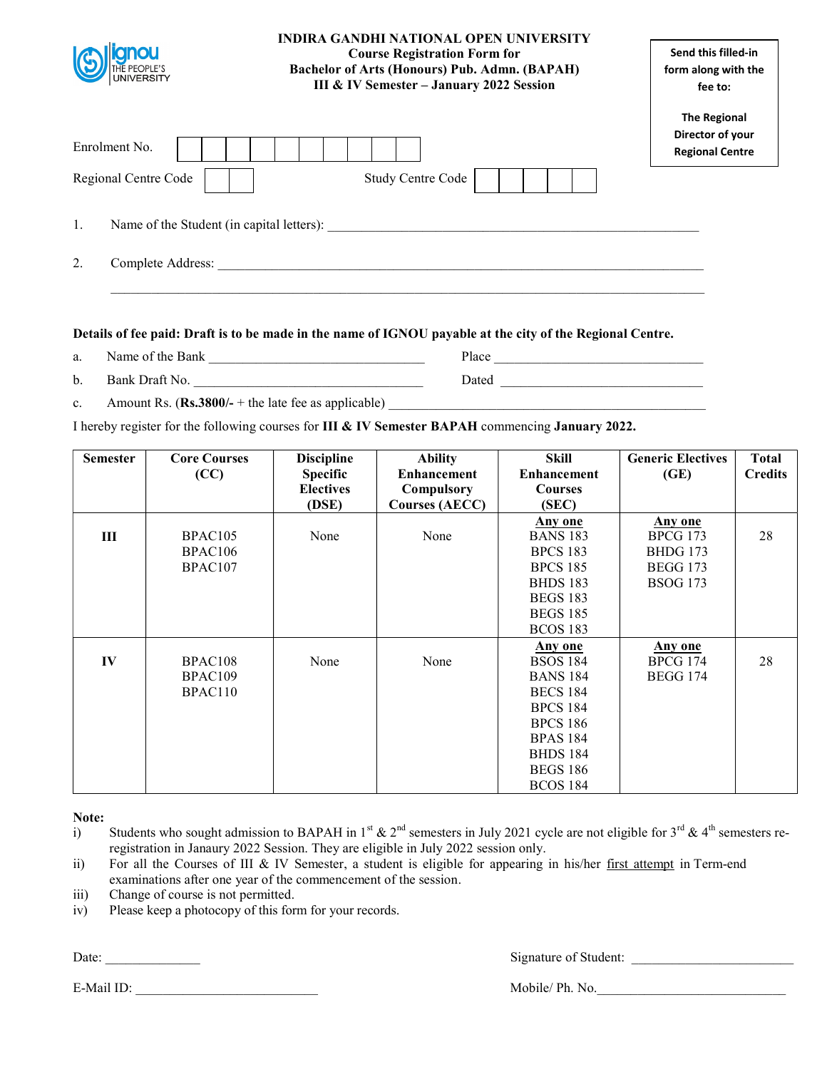**INDIRA GANDHI NATIONAL OPEN UNIVERSITY**
**Course Registration Form for**
**Bachelor of Arts (Honours) Pub. Admn. (BAPAH)**
**III & IV Semester – January 2022 Session**

**Send this filled-in form along with the fee to:**

**The Regional Director of your Regional Centre**

Enrolment No. | | | | | | | | | | |

Regional Centre Code | | | Study Centre Code | | | | | |

1. Name of the Student (in capital letters): ____________________________________________

2. Complete Address: ____________________________________________________________

____________________________________________________________________________

**Details of fee paid: Draft is to be made in the name of IGNOU payable at the city of the Regional Centre.**

a. Name of the Bank ______________________ Place ______________________

b. Bank Draft No. ______________________ Dated ______________________

c. Amount Rs. (**Rs.3800/-** + the late fee as applicable) ______________________________

I hereby register for the following courses for **III & IV Semester BAPAH** commencing **January 2022.**

| Semester | Core Courses (CC) | Discipline Specific Electives (DSE) | Ability Enhancement Compulsory Courses (AECC) | Skill Enhancement Courses (SEC) | Generic Electives (GE) | Total Credits |
|---|---|---|---|---|---|---|
| **III** | BPAC105<br>BPAC106<br>BPAC107 | None | None | **Any one**<br>BANS 183<br>BPCS 183<br>BPCS 185<br>BHDS 183<br>BEGS 183<br>BEGS 185<br>BCOS 183 | **Any one**<br>BPCG 173<br>BHDG 173<br>BEGG 173<br>BSOG 173 | 28 |
| **IV** | BPAC108<br>BPAC109<br>BPAC110 | None | None | **Any one**<br>BSOS 184<br>BANS 184<br>BECS 184<br>BPCS 184<br>BPCS 186<br>BPAS 184<br>BHDS 184<br>BEGS 186<br>BCOS 184 | **Any one**<br>BPCG 174<br>BEGG 174 | 28 |

**Note:**

i) Students who sought admission to BAPAH in 1st & 2nd semesters in July 2021 cycle are not eligible for 3rd & 4th semesters re-registration in Janaury 2022 Session. They are eligible in July 2022 session only.

ii) For all the Courses of III & IV Semester, a student is eligible for appearing in his/her first attempt in Term-end examinations after one year of the commencement of the session.

iii) Change of course is not permitted.

iv) Please keep a photocopy of this form for your records.

Date: ______________ Signature of Student: ______________________

E-Mail ID: ______________________ Mobile/ Ph. No.______________________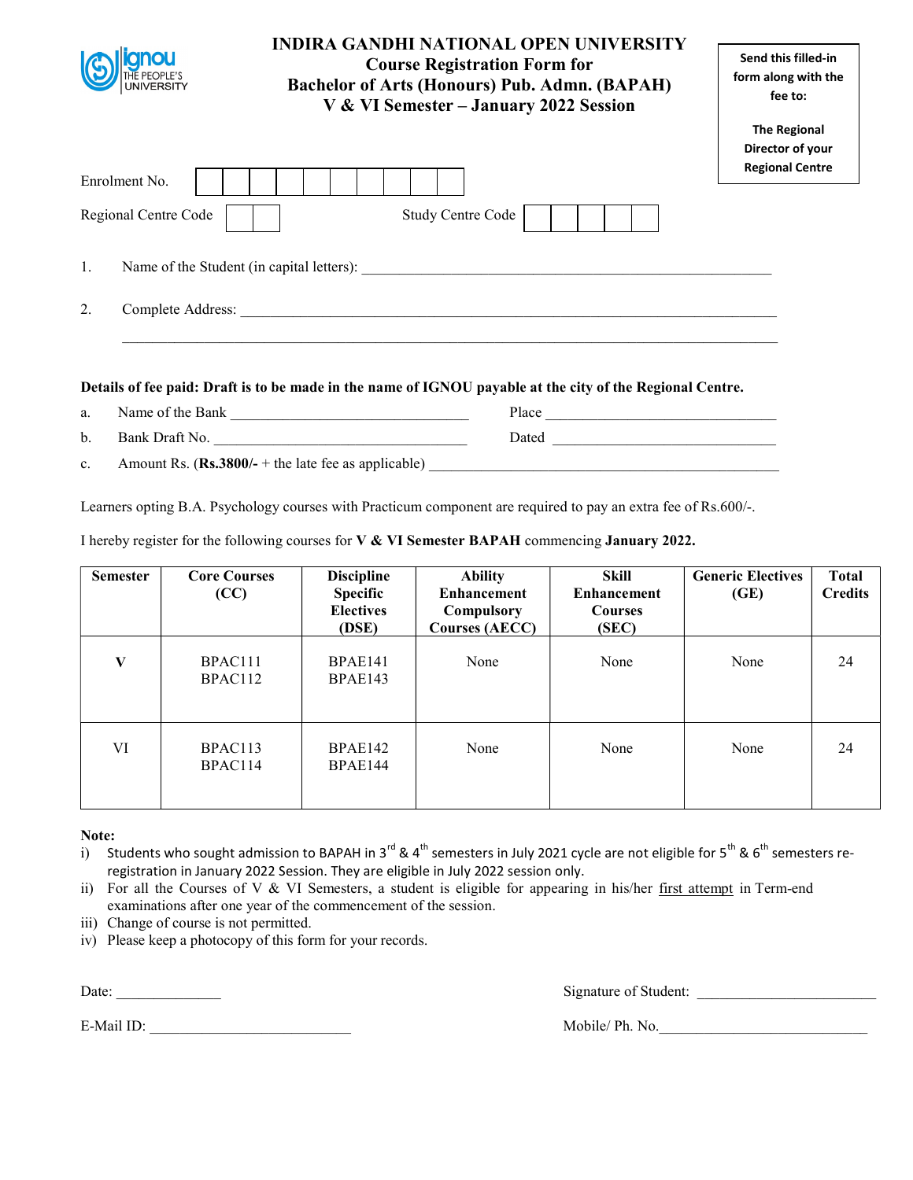# INDIRA GANDHI NATIONAL OPEN UNIVERSITY

## Course Registration Form for Bachelor of Arts (Honours) Pub. Admn. (BAPAH) V & VI Semester – January 2022 Session

**Send this filled-in form along with the fee to:**

**The Regional Director of your Regional Centre**

Enrolment No. |__|__|__|__|__|__|__|__|__|__|

Regional Centre Code |__|__|     Study Centre Code |__|__|__|__|__|

1. Name of the Student (in capital letters): ______________________________

2. Complete Address: ______________________________

______________________________

**Details of fee paid: Draft is to be made in the name of IGNOU payable at the city of the Regional Centre.**

a. Name of the Bank ______________________     Place ______________________

b. Bank Draft No. ______________________     Dated ______________________

c. Amount Rs. (**Rs.3800/-** + the late fee as applicable) ______________________

Learners opting B.A. Psychology courses with Practicum component are required to pay an extra fee of Rs.600/-.

I hereby register for the following courses for **V & VI Semester BAPAH** commencing **January 2022.**

| Semester | Core Courses (CC) | Discipline Specific Electives (DSE) | Ability Enhancement Compulsory Courses (AECC) | Skill Enhancement Courses (SEC) | Generic Electives (GE) | Total Credits |
|---|---|---|---|---|---|---|
| V | BPAC111<br>BPAC112 | BPAE141<br>BPAE143 | None | None | None | 24 |
| VI | BPAC113<br>BPAC114 | BPAE142<br>BPAE144 | None | None | None | 24 |

**Note:**

i) Students who sought admission to BAPAH in 3rd & 4th semesters in July 2021 cycle are not eligible for 5th & 6th semesters re-registration in January 2022 Session. They are eligible in July 2022 session only.

ii) For all the Courses of V & VI Semesters, a student is eligible for appearing in his/her first attempt in Term-end examinations after one year of the commencement of the session.

iii) Change of course is not permitted.

iv) Please keep a photocopy of this form for your records.

Date: ______________     Signature of Student: ______________________

E-Mail ID: ______________________     Mobile/ Ph. No.______________________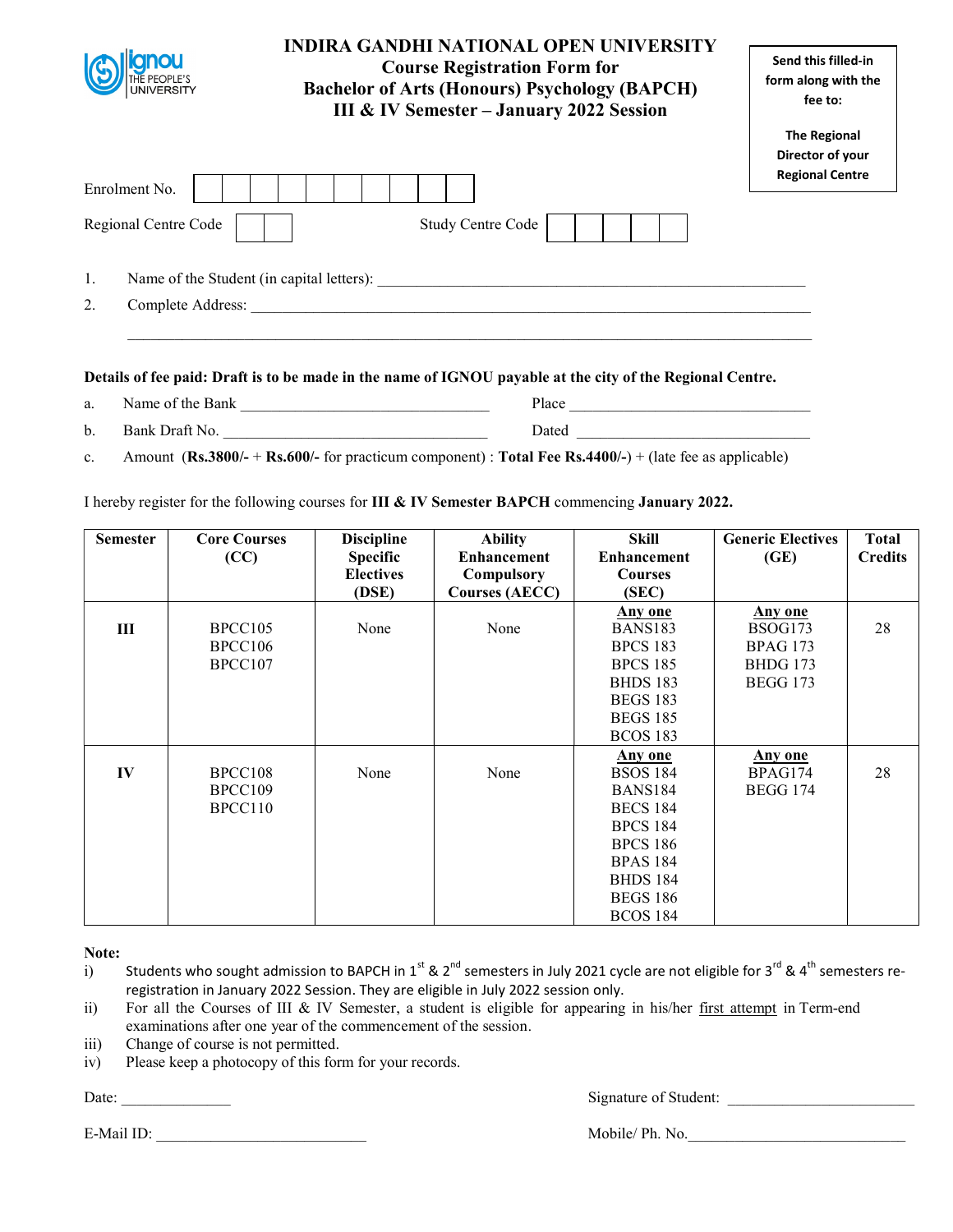# INDIRA GANDHI NATIONAL OPEN UNIVERSITY

## Course Registration Form for Bachelor of Arts (Honours) Psychology (BAPCH) III & IV Semester – January 2022 Session

**Send this filled-in form along with the fee to:**

**The Regional Director of your Regional Centre**

Enrolment No. | | | | | | | | | | |

Regional Centre Code | | |     Study Centre Code | | | | | |

1. Name of the Student (in capital letters): ____________________________________________

2. Complete Address: ____________________________________________

____________________________________________

**Details of fee paid: Draft is to be made in the name of IGNOU payable at the city of the Regional Centre.**

a. Name of the Bank ______________________     Place ______________________

b. Bank Draft No. ______________________     Dated ______________________

c. Amount (**Rs.3800/-** + **Rs.600/-** for practicum component) : **Total Fee Rs.4400/-**) + (late fee as applicable)

I hereby register for the following courses for **III & IV Semester BAPCH** commencing **January 2022.**

| Semester | Core Courses (CC) | Discipline Specific Electives (DSE) | Ability Enhancement Compulsory Courses (AECC) | Skill Enhancement Courses (SEC) | Generic Electives (GE) | Total Credits |
|---|---|---|---|---|---|---|
| III | BPCC105<br>BPCC106<br>BPCC107 | None | None | Any one<br>BANS183<br>BPCS 183<br>BPCS 185<br>BHDS 183<br>BEGS 183<br>BEGS 185<br>BCOS 183 | Any one<br>BSOG173<br>BPAG 173<br>BHDG 173<br>BEGG 173 | 28 |
| IV | BPCC108<br>BPCC109<br>BPCC110 | None | None | Any one<br>BSOS 184<br>BANS184<br>BECS 184<br>BPCS 184<br>BPCS 186<br>BPAS 184<br>BHDS 184<br>BEGS 186<br>BCOS 184 | Any one<br>BPAG174<br>BEGG 174 | 28 |

**Note:**

i) Students who sought admission to BAPCH in 1st & 2nd semesters in July 2021 cycle are not eligible for 3rd & 4th semesters re-registration in January 2022 Session. They are eligible in July 2022 session only.

ii) For all the Courses of III & IV Semester, a student is eligible for appearing in his/her first attempt in Term-end examinations after one year of the commencement of the session.

iii) Change of course is not permitted.

iv) Please keep a photocopy of this form for your records.

Date: ______________     Signature of Student: ______________________

E-Mail ID: ______________________     Mobile/ Ph. No.______________________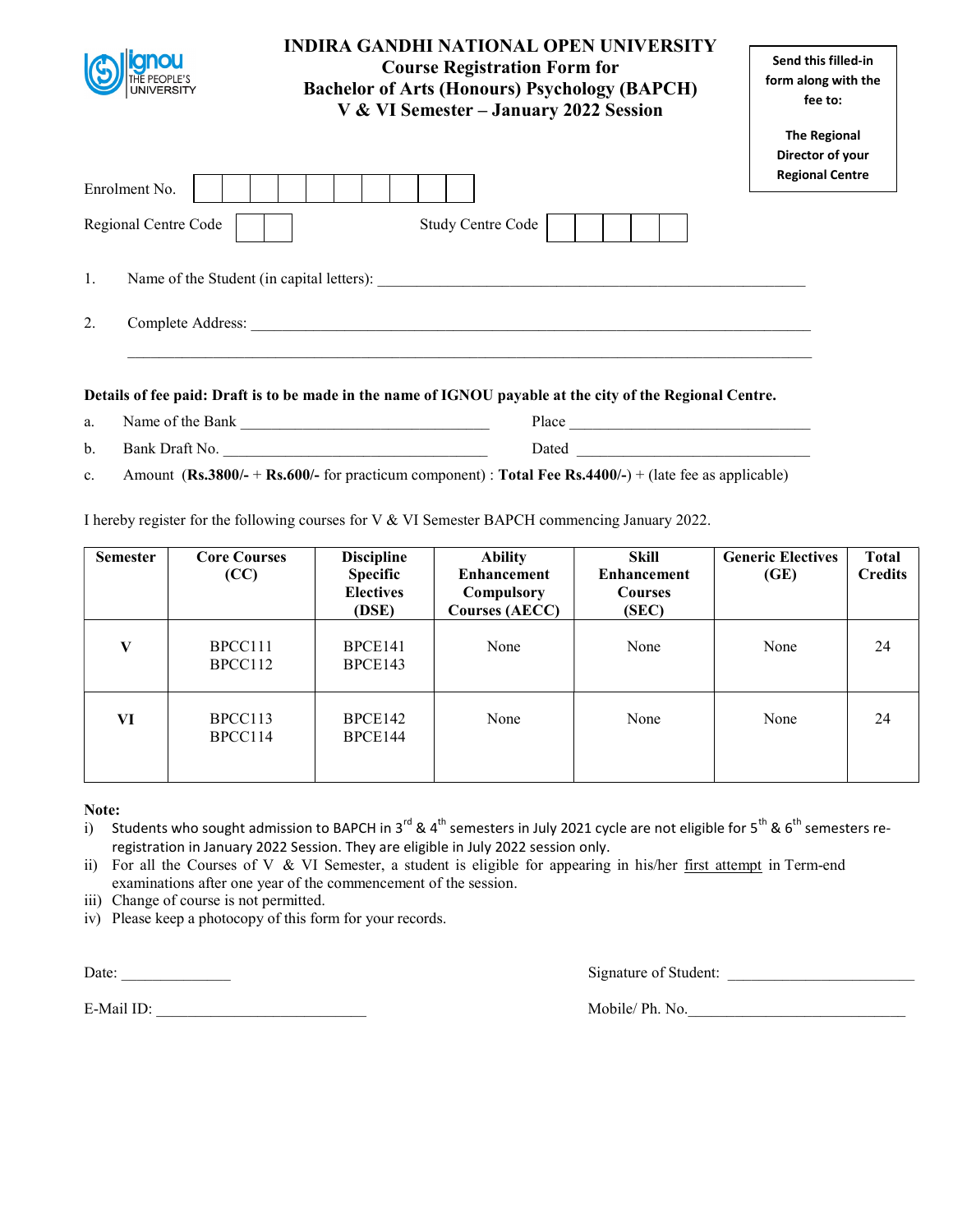# INDIRA GANDHI NATIONAL OPEN UNIVERSITY

## Course Registration Form for Bachelor of Arts (Honours) Psychology (BAPCH) V & VI Semester – January 2022 Session

**Send this filled-in form along with the fee to:**

**The Regional Director of your Regional Centre**

Enrolment No. | | | | | | | | | | |

Regional Centre Code | | |    Study Centre Code | | | | | |

1. Name of the Student (in capital letters): ______________________________________________

2. Complete Address: ______________________________________________

______________________________________________

**Details of fee paid: Draft is to be made in the name of IGNOU payable at the city of the Regional Centre.**

a. Name of the Bank ______________________________ Place ______________________________

b. Bank Draft No. ______________________________ Dated ______________________________

c. Amount (**Rs.3800/-** + **Rs.600/-** for practicum component) : **Total Fee Rs.4400/-**) + (late fee as applicable)

I hereby register for the following courses for V & VI Semester BAPCH commencing January 2022.

| Semester | Core Courses (CC) | Discipline Specific Electives (DSE) | Ability Enhancement Compulsory Courses (AECC) | Skill Enhancement Courses (SEC) | Generic Electives (GE) | Total Credits |
|---|---|---|---|---|---|---|
| V | BPCC111<br>BPCC112 | BPCE141<br>BPCE143 | None | None | None | 24 |
| VI | BPCC113<br>BPCC114 | BPCE142<br>BPCE144 | None | None | None | 24 |

**Note:**

i) Students who sought admission to BAPCH in 3rd & 4th semesters in July 2021 cycle are not eligible for 5th & 6th semesters re-registration in January 2022 Session. They are eligible in July 2022 session only.

ii) For all the Courses of V & VI Semester, a student is eligible for appearing in his/her first attempt in Term-end examinations after one year of the commencement of the session.

iii) Change of course is not permitted.

iv) Please keep a photocopy of this form for your records.

Date: ______________    Signature of Student: ______________________

E-Mail ID: ______________________    Mobile/ Ph. No.______________________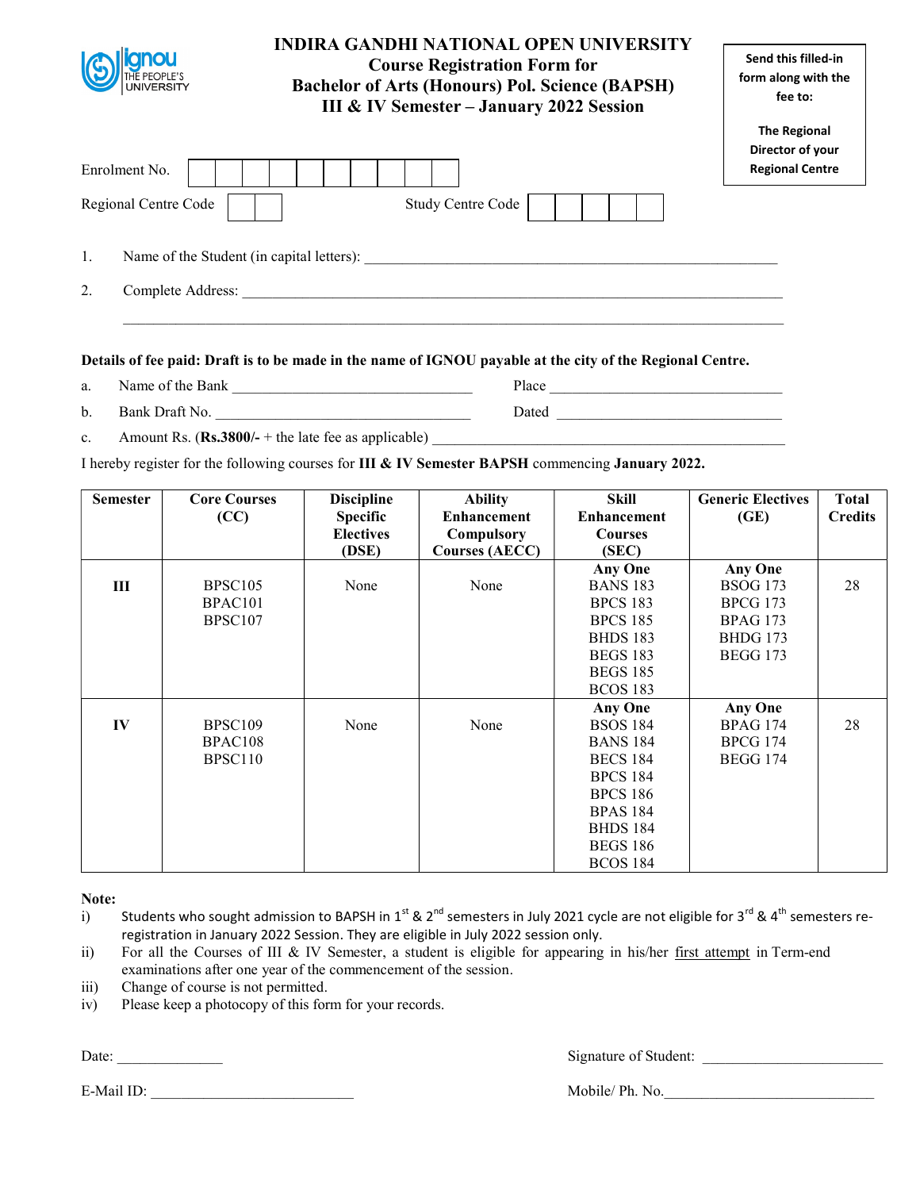# INDIRA GANDHI NATIONAL OPEN UNIVERSITY

## Course Registration Form for Bachelor of Arts (Honours) Pol. Science (BAPSH) III & IV Semester – January 2022 Session

**Send this filled-in form along with the fee to:**

**The Regional Director of your Regional Centre**

Enrolment No. | | | | | | | | | | |

Regional Centre Code | | |  Study Centre Code | | | | | |

1. Name of the Student (in capital letters): ______________________________

2. Complete Address: ______________________________

______________________________

**Details of fee paid: Draft is to be made in the name of IGNOU payable at the city of the Regional Centre.**

a. Name of the Bank ______________________ Place ______________________

b. Bank Draft No. ______________________ Dated ______________________

c. Amount Rs. (**Rs.3800/-** + the late fee as applicable) ______________________

I hereby register for the following courses for **III & IV Semester BAPSH** commencing **January 2022.**

| Semester | Core Courses (CC) | Discipline Specific Electives (DSE) | Ability Enhancement Compulsory Courses (AECC) | Skill Enhancement Courses (SEC) | Generic Electives (GE) | Total Credits |
|---|---|---|---|---|---|---|
| III | BPSC105<br>BPAC101<br>BPSC107 | None | None | **Any One**<br>BANS 183<br>BPCS 183<br>BPCS 185<br>BHDS 183<br>BEGS 183<br>BEGS 185<br>BCOS 183 | **Any One**<br>BSOG 173<br>BPCG 173<br>BPAG 173<br>BHDG 173<br>BEGG 173 | 28 |
| IV | BPSC109<br>BPAC108<br>BPSC110 | None | None | **Any One**<br>BSOS 184<br>BANS 184<br>BECS 184<br>BPCS 184<br>BPCS 186<br>BPAS 184<br>BHDS 184<br>BEGS 186<br>BCOS 184 | **Any One**<br>BPAG 174<br>BPCG 174<br>BEGG 174 | 28 |

**Note:**

i) Students who sought admission to BAPSH in 1st & 2nd semesters in July 2021 cycle are not eligible for 3rd & 4th semesters re-registration in January 2022 Session. They are eligible in July 2022 session only.

ii) For all the Courses of III & IV Semester, a student is eligible for appearing in his/her first attempt in Term-end examinations after one year of the commencement of the session.

iii) Change of course is not permitted.

iv) Please keep a photocopy of this form for your records.

Date: ______________ Signature of Student: ______________________

E-Mail ID: ______________________ Mobile/ Ph. No.______________________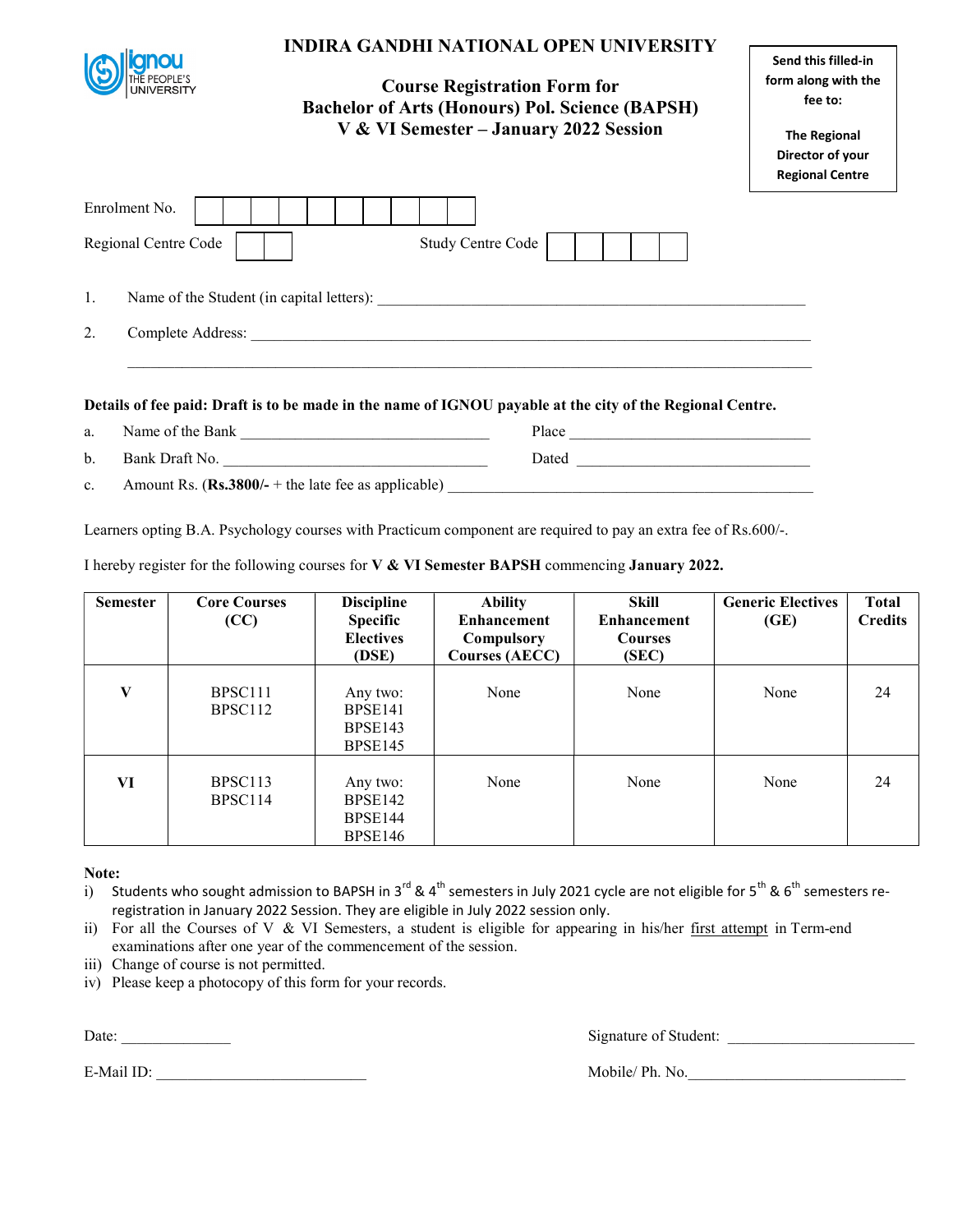# INDIRA GANDHI NATIONAL OPEN UNIVERSITY

## Course Registration Form for Bachelor of Arts (Honours) Pol. Science (BAPSH) V & VI Semester – January 2022 Session

**Send this filled-in form along with the fee to:**

**The Regional Director of your Regional Centre**

Enrolment No. | | | | | | | | | | |

Regional Centre Code | | |          Study Centre Code | | | | | |

1. Name of the Student (in capital letters): ______________________________________________________

2. Complete Address: ___________________________________________________________________

___________________________________________________________________

**Details of fee paid: Draft is to be made in the name of IGNOU payable at the city of the Regional Centre.**

a. Name of the Bank ______________________________ Place ______________________________

b. Bank Draft No. ________________________________ Dated ______________________________

c. Amount Rs. (**Rs.3800/-** + the late fee as applicable) ___________________________________________

Learners opting B.A. Psychology courses with Practicum component are required to pay an extra fee of Rs.600/-.

I hereby register for the following courses for **V & VI Semester BAPSH** commencing **January 2022.**

| Semester | Core Courses (CC) | Discipline Specific Electives (DSE) | Ability Enhancement Compulsory Courses (AECC) | Skill Enhancement Courses (SEC) | Generic Electives (GE) | Total Credits |
|---|---|---|---|---|---|---|
| V | BPSC111<br>BPSC112 | Any two:<br>BPSE141<br>BPSE143<br>BPSE145 | None | None | None | 24 |
| VI | BPSC113<br>BPSC114 | Any two:<br>BPSE142<br>BPSE144<br>BPSE146 | None | None | None | 24 |

**Note:**

i) Students who sought admission to BAPSH in 3rd & 4th semesters in July 2021 cycle are not eligible for 5th & 6th semesters re-registration in January 2022 Session. They are eligible in July 2022 session only.

ii) For all the Courses of V & VI Semesters, a student is eligible for appearing in his/her first attempt in Term-end examinations after one year of the commencement of the session.

iii) Change of course is not permitted.

iv) Please keep a photocopy of this form for your records.

Date: _____________                                        Signature of Student: ______________________

E-Mail ID: __________________________                     Mobile/ Ph. No.__________________________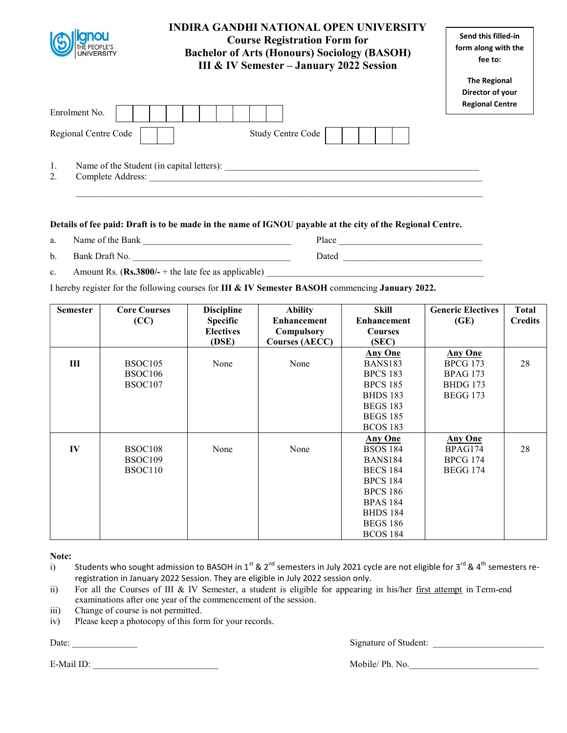# INDIRA GANDHI NATIONAL OPEN UNIVERSITY

## Course Registration Form for Bachelor of Arts (Honours) Sociology (BASOH) III & IV Semester – January 2022 Session

Send this filled-in form along with the fee to:

The Regional Director of your Regional Centre

Enrolment No. | | | | | | | | | | |

Regional Centre Code | | | Study Centre Code | | | | | |

1. Name of the Student (in capital letters): ____________________
2. Complete Address: ____________________

____________________

**Details of fee paid: Draft is to be made in the name of IGNOU payable at the city of the Regional Centre.**

a. Name of the Bank ____________________ Place ____________________

b. Bank Draft No. ____________________ Dated ____________________

c. Amount Rs. (**Rs.3800/-** + the late fee as applicable) ____________________

I hereby register for the following courses for **III & IV Semester BASOH** commencing **January 2022.**

| Semester | Core Courses (CC) | Discipline Specific Electives (DSE) | Ability Enhancement Compulsory Courses (AECC) | Skill Enhancement Courses (SEC) | Generic Electives (GE) | Total Credits |
|---|---|---|---|---|---|---|
| III | BSOC105<br>BSOC106<br>BSOC107 | None | None | **Any One**<br>BANS183<br>BPCS 183<br>BPCS 185<br>BHDS 183<br>BEGS 183<br>BEGS 185<br>BCOS 183 | **Any One**<br>BPCG 173<br>BPAG 173<br>BHDG 173<br>BEGG 173 | 28 |
| IV | BSOC108<br>BSOC109<br>BSOC110 | None | None | **Any One**<br>BSOS 184<br>BANS184<br>BECS 184<br>BPCS 184<br>BPCS 186<br>BPAS 184<br>BHDS 184<br>BEGS 186<br>BCOS 184 | **Any One**<br>BPAG174<br>BPCG 174<br>BEGG 174 | 28 |

**Note:**

i) Students who sought admission to BASOH in 1st & 2nd semesters in July 2021 cycle are not eligible for 3rd & 4th semesters re-registration in January 2022 Session. They are eligible in July 2022 session only.

ii) For all the Courses of III & IV Semester, a student is eligible for appearing in his/her first attempt in Term-end examinations after one year of the commencement of the session.

iii) Change of course is not permitted.

iv) Please keep a photocopy of this form for your records.

Date: ______________ Signature of Student: ____________________

E-Mail ID: ____________________ Mobile/ Ph. No. ____________________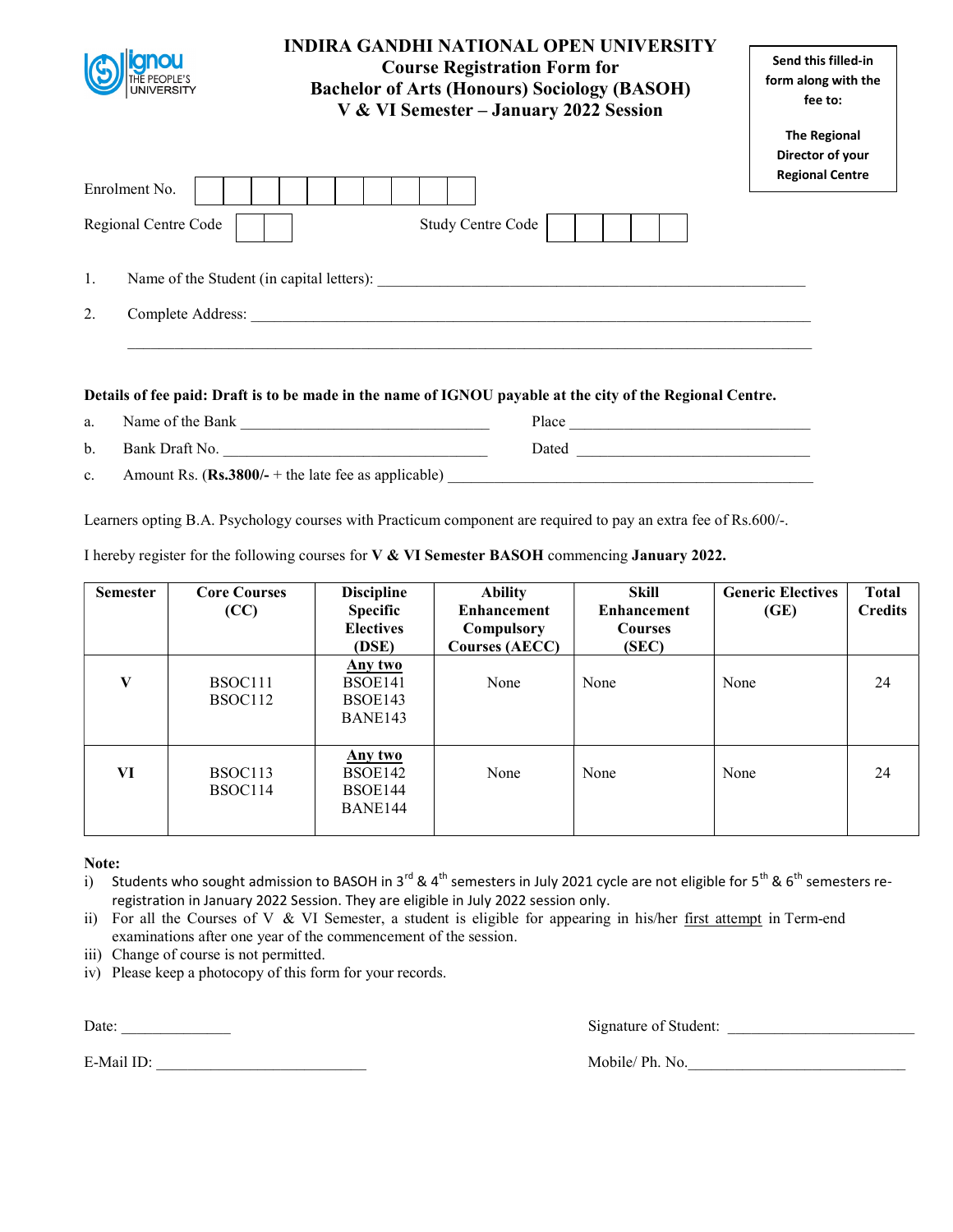# INDIRA GANDHI NATIONAL OPEN UNIVERSITY

## Course Registration Form for Bachelor of Arts (Honours) Sociology (BASOH) V & VI Semester – January 2022 Session

**Send this filled-in form along with the fee to:**

**The Regional Director of your Regional Centre**

Enrolment No. | | | | | | | | | | |

Regional Centre Code | | |  Study Centre Code | | | | | |

1. Name of the Student (in capital letters): ___________________________________________

2. Complete Address: ___________________________________________________________

   ___________________________________________________________________________

**Details of fee paid: Draft is to be made in the name of IGNOU payable at the city of the Regional Centre.**

a. Name of the Bank ____________________________ Place ____________________________

b. Bank Draft No. ______________________________ Dated ____________________________

c. Amount Rs. (**Rs.3800/-** + the late fee as applicable) ______________________________

Learners opting B.A. Psychology courses with Practicum component are required to pay an extra fee of Rs.600/-.

I hereby register for the following courses for **V & VI Semester BASOH** commencing **January 2022.**

| Semester | Core Courses (CC) | Discipline Specific Electives (DSE) | Ability Enhancement Compulsory Courses (AECC) | Skill Enhancement Courses (SEC) | Generic Electives (GE) | Total Credits |
|---|---|---|---|---|---|---|
| **V** | BSOC111<br>BSOC112 | **Any two**<br>BSOE141<br>BSOE143<br>BANE143 | None | None | None | 24 |
| **VI** | BSOC113<br>BSOC114 | **Any two**<br>BSOE142<br>BSOE144<br>BANE144 | None | None | None | 24 |

**Note:**

i) Students who sought admission to BASOH in 3rd & 4th semesters in July 2021 cycle are not eligible for 5th & 6th semesters re-registration in January 2022 Session. They are eligible in July 2022 session only.

ii) For all the Courses of V & VI Semester, a student is eligible for appearing in his/her first attempt in Term-end examinations after one year of the commencement of the session.

iii) Change of course is not permitted.

iv) Please keep a photocopy of this form for your records.

Date: ______________  Signature of Student: ________________________

E-Mail ID: ___________________________  Mobile/ Ph. No.____________________________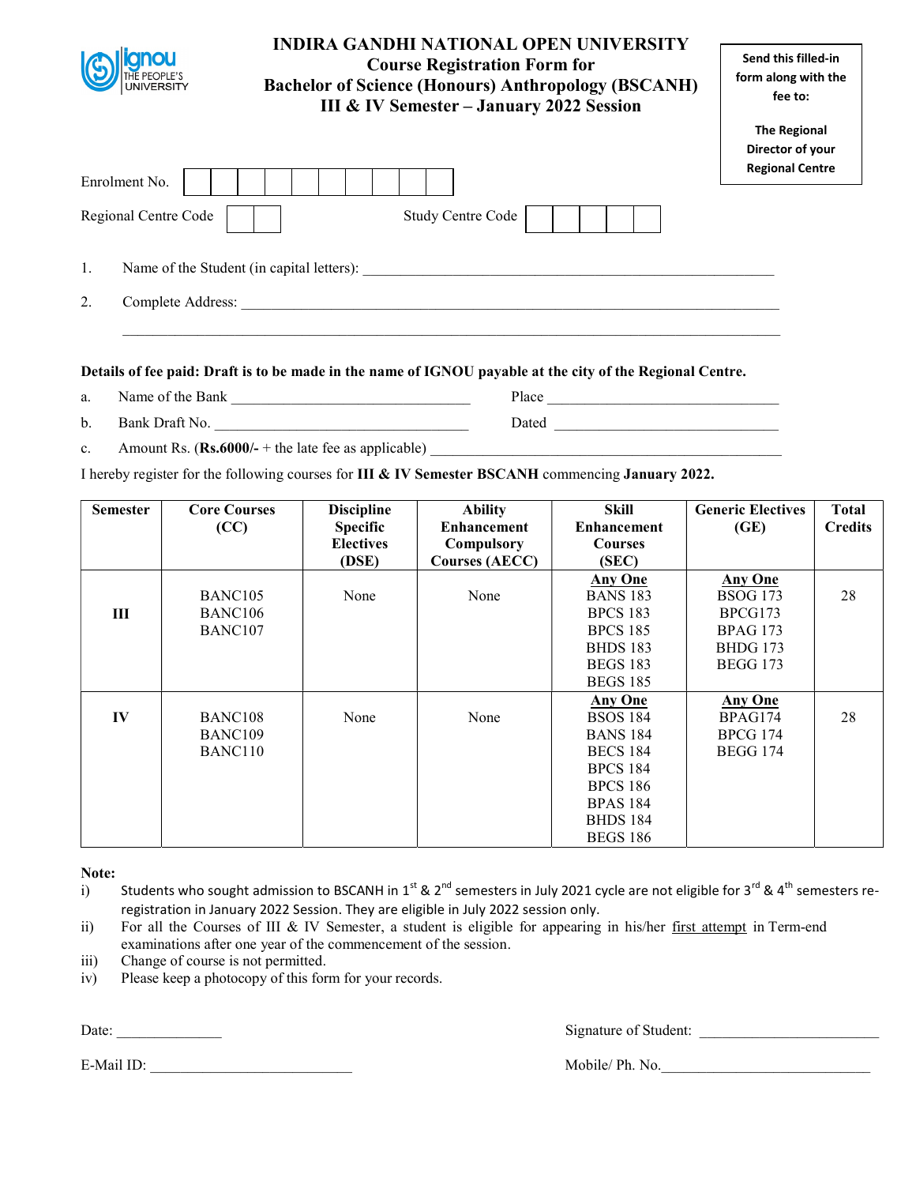# INDIRA GANDHI NATIONAL OPEN UNIVERSITY

## Course Registration Form for Bachelor of Science (Honours) Anthropology (BSCANH) III & IV Semester – January 2022 Session

**Send this filled-in form along with the fee to:**

**The Regional Director of your Regional Centre**

Enrolment No. [ | | | | | | | | | | ]

Regional Centre Code [ | ] Study Centre Code [ | | | | ]

1. Name of the Student (in capital letters): ____________________________________________

2. Complete Address: ____________________________________________________________

____________________________________________________________

**Details of fee paid: Draft is to be made in the name of IGNOU payable at the city of the Regional Centre.**

a. Name of the Bank ______________________________ Place ______________________________

b. Bank Draft No. ______________________________ Dated ______________________________

c. Amount Rs. (**Rs.6000/-** + the late fee as applicable) ______________________________

I hereby register for the following courses for **III & IV Semester BSCANH** commencing **January 2022.**

| Semester | Core Courses (CC) | Discipline Specific Electives (DSE) | Ability Enhancement Compulsory Courses (AECC) | Skill Enhancement Courses (SEC) | Generic Electives (GE) | Total Credits |
|---|---|---|---|---|---|---|
| **III** | BANC105<br>BANC106<br>BANC107 | None | None | **Any One**<br>BANS 183<br>BPCS 183<br>BPCS 185<br>BHDS 183<br>BEGS 183<br>BEGS 185 | **Any One**<br>BSOG 173<br>BPCG173<br>BPAG 173<br>BHDG 173<br>BEGG 173 | 28 |
| **IV** | BANC108<br>BANC109<br>BANC110 | None | None | **Any One**<br>BSOS 184<br>BANS 184<br>BECS 184<br>BPCS 184<br>BPCS 186<br>BPAS 184<br>BHDS 184<br>BEGS 186 | **Any One**<br>BPAG174<br>BPCG 174<br>BEGG 174 | 28 |

**Note:**

i) Students who sought admission to BSCANH in 1st & 2nd semesters in July 2021 cycle are not eligible for 3rd & 4th semesters re-registration in January 2022 Session. They are eligible in July 2022 session only.

ii) For all the Courses of III & IV Semester, a student is eligible for appearing in his/her first attempt in Term-end examinations after one year of the commencement of the session.

iii) Change of course is not permitted.

iv) Please keep a photocopy of this form for your records.

Date: ______________ Signature of Student: ________________________

E-Mail ID: ___________________________ Mobile/ Ph. No.____________________________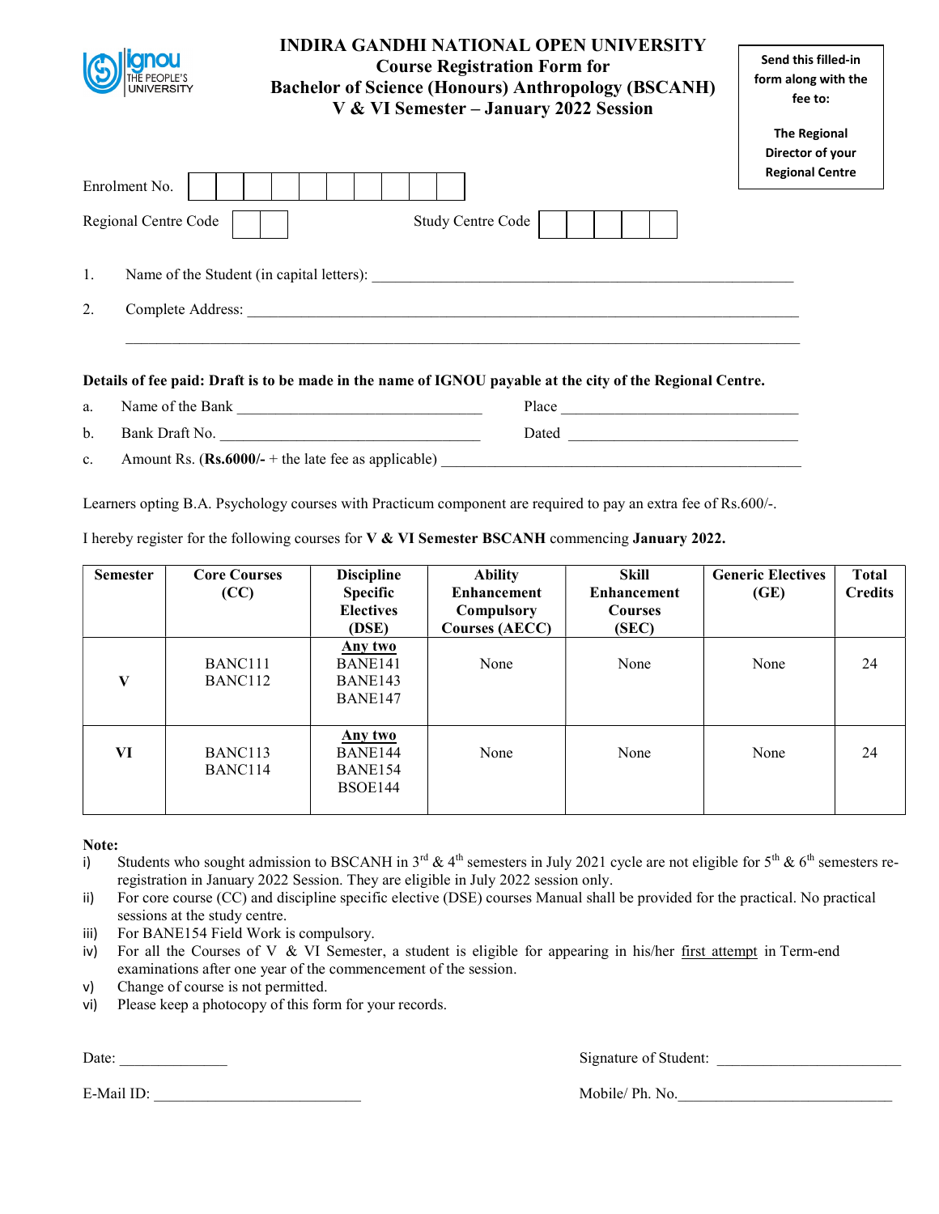# INDIRA GANDHI NATIONAL OPEN UNIVERSITY
## Course Registration Form for Bachelor of Science (Honours) Anthropology (BSCANH) V & VI Semester – January 2022 Session

Send this filled-in form along with the fee to:

The Regional Director of your Regional Centre

Enrolment No. | | | | | | | | | | |

Regional Centre Code | | | Study Centre Code | | | | | |

1. Name of the Student (in capital letters): ____________________________________________

2. Complete Address: ________________________________________________________________

________________________________________________________________

**Details of fee paid: Draft is to be made in the name of IGNOU payable at the city of the Regional Centre.**

a. Name of the Bank ______________________________ Place ______________________________

b. Bank Draft No. ______________________________ Dated ______________________________

c. Amount Rs. (**Rs.6000/-** + the late fee as applicable) ______________________________________________

Learners opting B.A. Psychology courses with Practicum component are required to pay an extra fee of Rs.600/-.

I hereby register for the following courses for **V & VI Semester BSCANH** commencing **January 2022.**

| Semester | Core Courses (CC) | Discipline Specific Electives (DSE) | Ability Enhancement Compulsory Courses (AECC) | Skill Enhancement Courses (SEC) | Generic Electives (GE) | Total Credits |
|---|---|---|---|---|---|---|
| V | BANC111<br>BANC112 | **Any two**<br>BANE141<br>BANE143<br>BANE147 | None | None | None | 24 |
| VI | BANC113<br>BANC114 | **Any two**<br>BANE144<br>BANE154<br>BSOE144 | None | None | None | 24 |

**Note:**

i) Students who sought admission to BSCANH in 3rd & 4th semesters in July 2021 cycle are not eligible for 5th & 6th semesters re-registration in January 2022 Session. They are eligible in July 2022 session only.

ii) For core course (CC) and discipline specific elective (DSE) courses Manual shall be provided for the practical. No practical sessions at the study centre.

iii) For BANE154 Field Work is compulsory.

iv) For all the Courses of V & VI Semester, a student is eligible for appearing in his/her first attempt in Term-end examinations after one year of the commencement of the session.

v) Change of course is not permitted.

vi) Please keep a photocopy of this form for your records.

Date: ______________ Signature of Student: ________________________

E-Mail ID: ___________________________ Mobile/ Ph. No.____________________________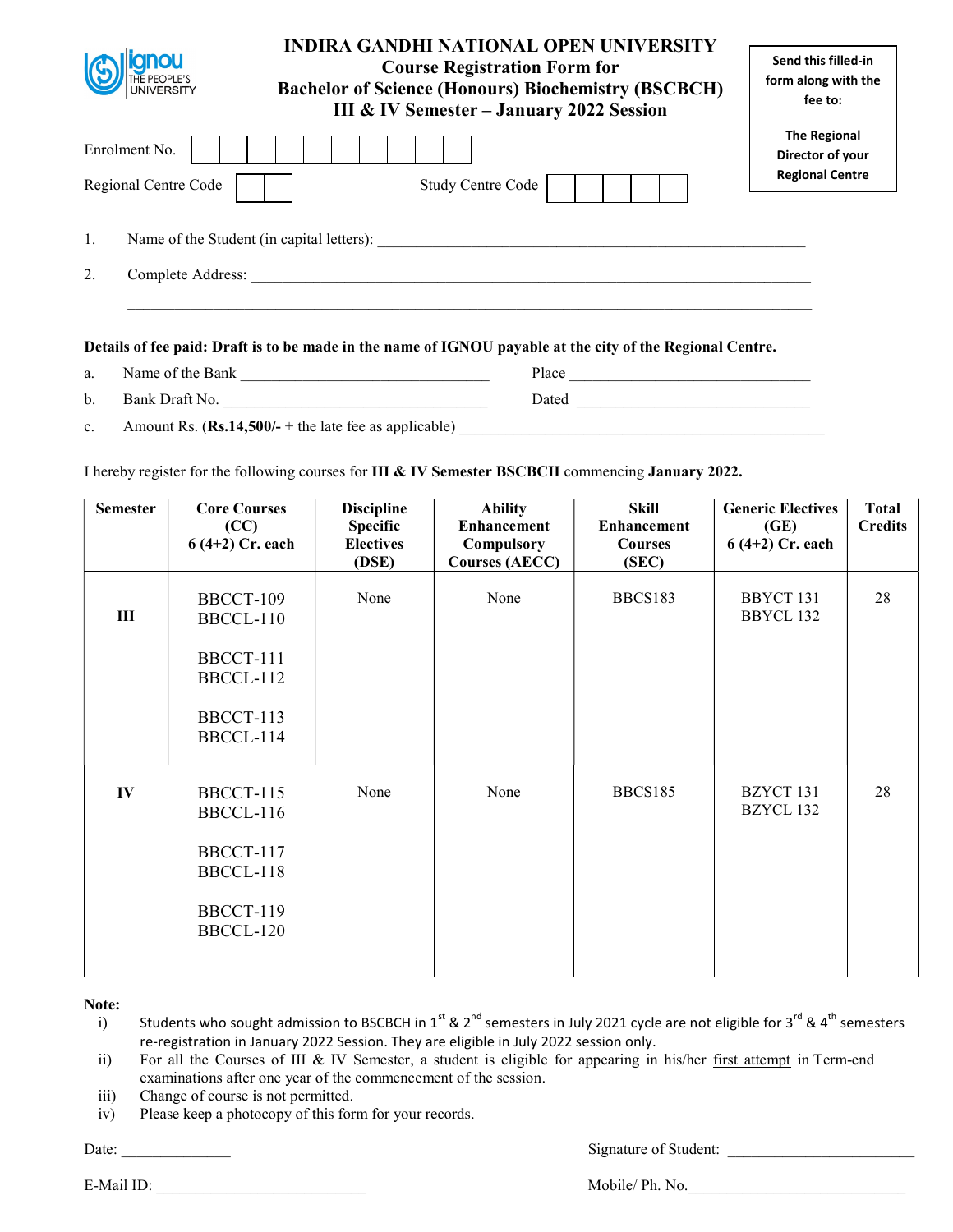# INDIRA GANDHI NATIONAL OPEN UNIVERSITY

## Course Registration Form for Bachelor of Science (Honours) Biochemistry (BSCBCH) III & IV Semester – January 2022 Session

**Send this filled-in form along with the fee to:**

**The Regional Director of your Regional Centre**

Enrolment No. ☐☐☐☐☐☐☐☐☐☐

Regional Centre Code ☐☐ Study Centre Code ☐☐☐☐☐

1. Name of the Student (in capital letters): ____________________________________________

2. Complete Address: ____________________________________________

____________________________________________

**Details of fee paid: Draft is to be made in the name of IGNOU payable at the city of the Regional Centre.**

a. Name of the Bank ____________________ Place ____________________

b. Bank Draft No. ____________________ Dated ____________________

c. Amount Rs. (**Rs.14,500/-** + the late fee as applicable) ____________________

I hereby register for the following courses for **III & IV Semester BSCBCH** commencing **January 2022.**

| Semester | Core Courses (CC) 6 (4+2) Cr. each | Discipline Specific Electives (DSE) | Ability Enhancement Compulsory Courses (AECC) | Skill Enhancement Courses (SEC) | Generic Electives (GE) 6 (4+2) Cr. each | Total Credits |
|---|---|---|---|---|---|---|
| III | BBCCT-109<br>BBCCL-110<br><br>BBCCT-111<br>BBCCL-112<br><br>BBCCT-113<br>BBCCL-114 | None | None | BBCS183 | BBYCT 131<br>BBYCL 132 | 28 |
| IV | BBCCT-115<br>BBCCL-116<br><br>BBCCT-117<br>BBCCL-118<br><br>BBCCT-119<br>BBCCL-120 | None | None | BBCS185 | BZYCT 131<br>BZYCL 132 | 28 |

**Note:**

i) Students who sought admission to BSCBCH in 1st & 2nd semesters in July 2021 cycle are not eligible for 3rd & 4th semesters re-registration in January 2022 Session. They are eligible in July 2022 session only.

ii) For all the Courses of III & IV Semester, a student is eligible for appearing in his/her first attempt in Term-end examinations after one year of the commencement of the session.

iii) Change of course is not permitted.

iv) Please keep a photocopy of this form for your records.

Date: ______________ Signature of Student: ______________________

E-Mail ID: ______________________ Mobile/ Ph. No.______________________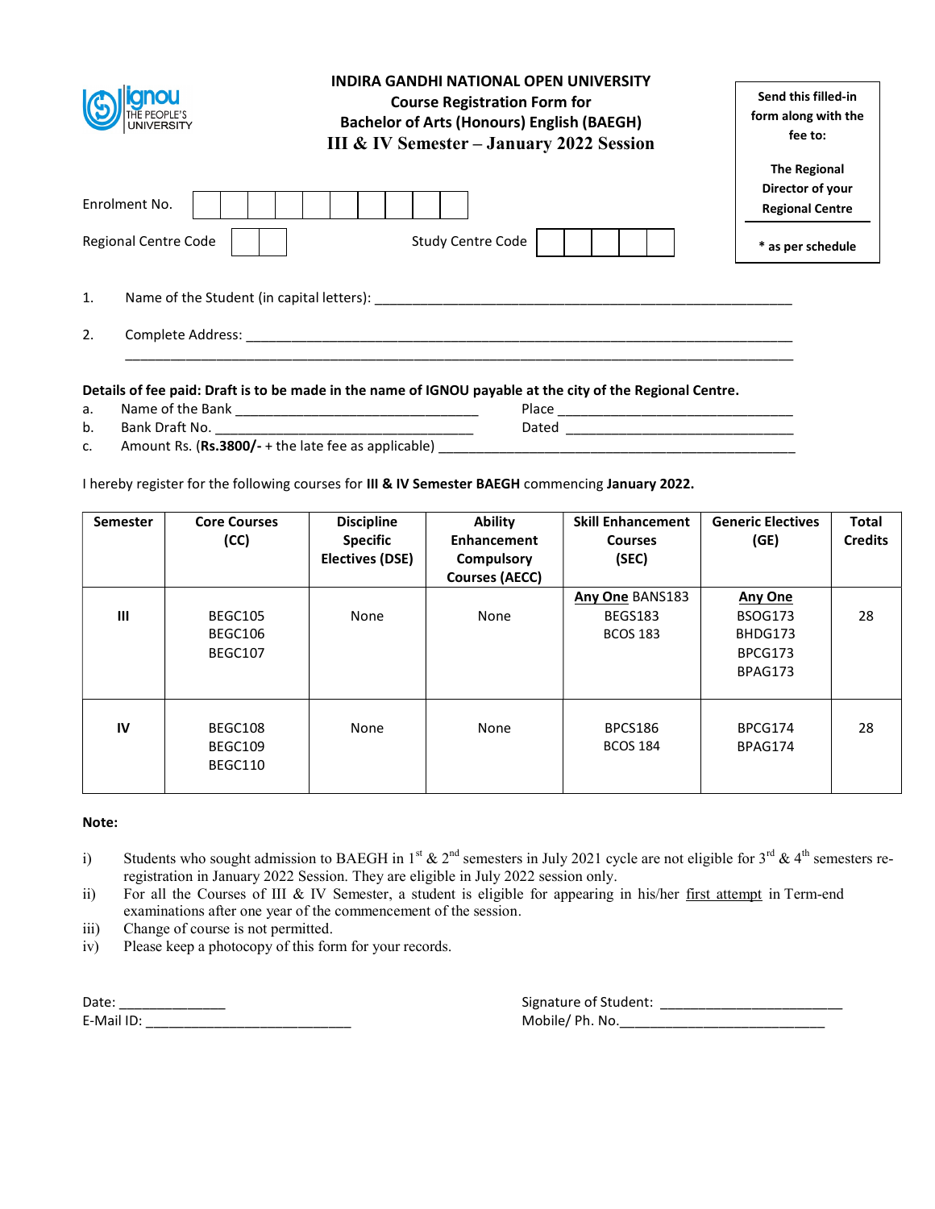# INDIRA GANDHI NATIONAL OPEN UNIVERSITY

## Course Registration Form for Bachelor of Arts (Honours) English (BAEGH)

## III & IV Semester – January 2022 Session

**Send this filled-in form along with the fee to:**

**The Regional Director of your Regional Centre**

**\* as per schedule**

Enrolment No. | | | | | | | | | | |

Regional Centre Code | | |     Study Centre Code | | | | | |

1. Name of the Student (in capital letters): ____________________________________________________

2. Complete Address: ____________________________________________________________________

____________________________________________________________________

**Details of fee paid: Draft is to be made in the name of IGNOU payable at the city of the Regional Centre.**

a. Name of the Bank ______________________________ Place ______________________________

b. Bank Draft No. ______________________________ Dated ______________________________

c. Amount Rs. (**Rs.3800/-** + the late fee as applicable) ____________________________________________

I hereby register for the following courses for **III & IV Semester BAEGH** commencing **January 2022.**

| Semester | Core Courses (CC) | Discipline Specific Electives (DSE) | Ability Enhancement Compulsory Courses (AECC) | Skill Enhancement Courses (SEC) | Generic Electives (GE) | Total Credits |
|---|---|---|---|---|---|---|
| **III** | BEGC105<br>BEGC106<br>BEGC107 | None | None | **<u>Any One</u>** BANS183<br>BEGS183<br>BCOS 183 | **<u>Any One</u>**<br>BSOG173<br>BHDG173<br>BPCG173<br>BPAG173 | 28 |
| **IV** | BEGC108<br>BEGC109<br>BEGC110 | None | None | BPCS186<br>BCOS 184 | BPCG174<br>BPAG174 | 28 |

**Note:**

i) Students who sought admission to BAEGH in 1st & 2nd semesters in July 2021 cycle are not eligible for 3rd & 4th semesters re-registration in January 2022 Session. They are eligible in July 2022 session only.

ii) For all the Courses of III & IV Semester, a student is eligible for appearing in his/her <u>first attempt</u> in Term-end examinations after one year of the commencement of the session.

iii) Change of course is not permitted.

iv) Please keep a photocopy of this form for your records.

Date: _______________          Signature of Student: ________________________

E-Mail ID: ___________________________          Mobile/ Ph. No.___________________________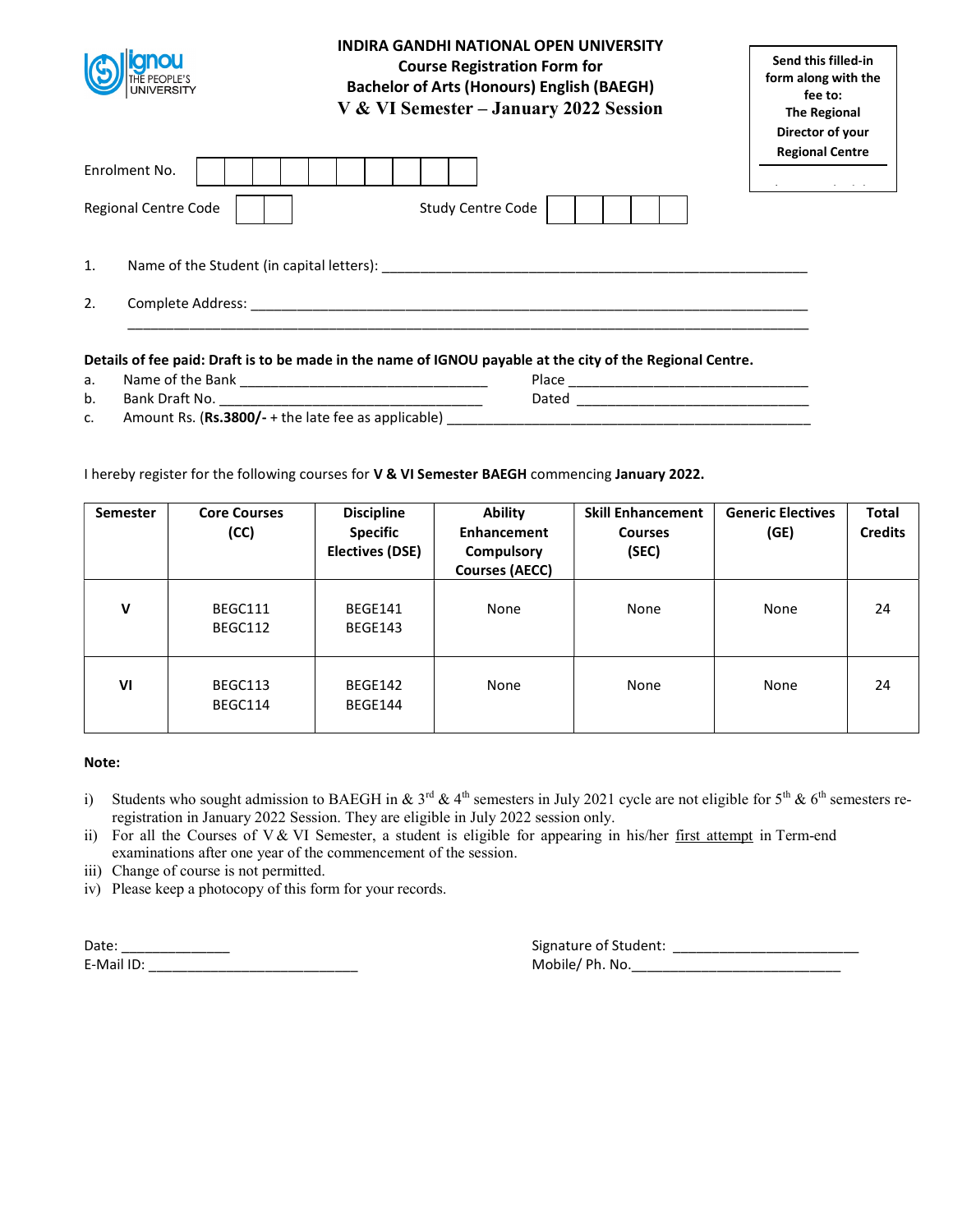**INDIRA GANDHI NATIONAL OPEN UNIVERSITY**
**Course Registration Form for**
**Bachelor of Arts (Honours) English (BAEGH)**
**V & VI Semester – January 2022 Session**

**Send this filled-in form along with the fee to: The Regional Director of your Regional Centre**

Enrolment No. | | | | | | | | | | |

Regional Centre Code | | | Study Centre Code | | | | | |

1. Name of the Student (in capital letters): ____________________________________________

2. Complete Address: ____________________________________________________________
____________________________________________________________________________

**Details of fee paid: Draft is to be made in the name of IGNOU payable at the city of the Regional Centre.**

a. Name of the Bank ____________________________ Place ____________________________
b. Bank Draft No. ______________________________ Dated ____________________________
c. Amount Rs. (**Rs.3800/-** + the late fee as applicable) ___________________________________

I hereby register for the following courses for **V & VI Semester BAEGH** commencing **January 2022.**

| Semester | Core Courses (CC) | Discipline Specific Electives (DSE) | Ability Enhancement Compulsory Courses (AECC) | Skill Enhancement Courses (SEC) | Generic Electives (GE) | Total Credits |
|---|---|---|---|---|---|---|
| **V** | BEGC111<br>BEGC112 | BEGE141<br>BEGE143 | None | None | None | 24 |
| **VI** | BEGC113<br>BEGC114 | BEGE142<br>BEGE144 | None | None | None | 24 |

**Note:**

i) Students who sought admission to BAEGH in & 3rd & 4th semesters in July 2021 cycle are not eligible for 5th & 6th semesters re-registration in January 2022 Session. They are eligible in July 2022 session only.
ii) For all the Courses of V & VI Semester, a student is eligible for appearing in his/her first attempt in Term-end examinations after one year of the commencement of the session.
iii) Change of course is not permitted.
iv) Please keep a photocopy of this form for your records.

Date: ______________ Signature of Student: ________________________

E-Mail ID: ___________________________ Mobile/ Ph. No.___________________________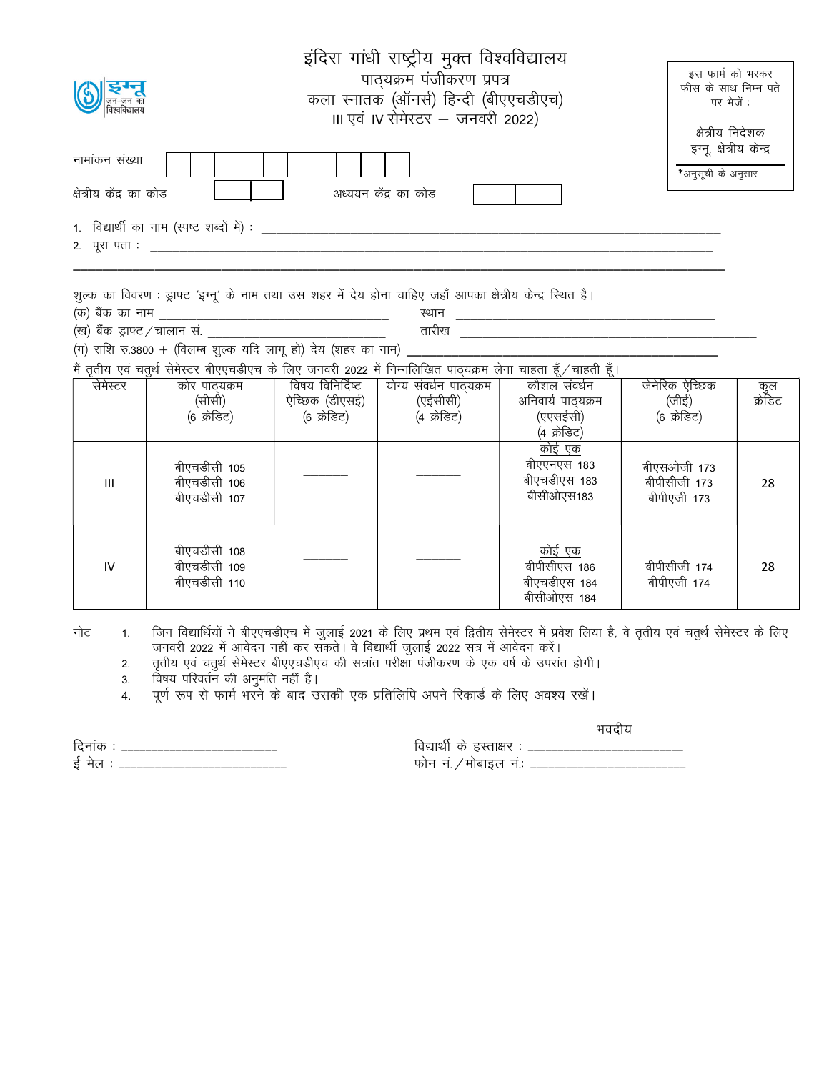# इंदिरा गांधी राष्ट्रीय मुक्त विश्वविद्यालय

## पाठ्यक्रम पंजीकरण प्रपत्र

## कला स्नातक (ऑनर्स) हिन्दी (बीएएचडीएच)

## III एवं IV सेमेस्टर – जनवरी 2022)

इग्नू जन-जन का विश्वविद्यालय

इस फार्म को भरकर फीस के साथ निम्न पते पर भेजें :

क्षेत्रीय निदेशक
इग्नू, क्षेत्रीय केन्द्र

*अनुसूची के अनुसार

नामांकन संख्या | | | | | | | | | | |

क्षेत्रीय केंद्र का कोड | | | अध्ययन केंद्र का कोड | | | | |

1. विद्यार्थी का नाम (स्पष्ट शब्दों में) : ______________________________
2. पूरा पता : ______________________________

______________________________

शुल्क का विवरण : ड्राफ्ट 'इग्नू' के नाम तथा उस शहर में देय होना चाहिए जहाँ आपका क्षेत्रीय केन्द्र स्थित है।

(क) बैंक का नाम ____________________ स्थान ____________________

(ख) बैंक ड्राफ्ट/चालान सं. ____________________ तारीख ____________________

(ग) राशि रु.3800 + (विलम्ब शुल्क यदि लागू हो) देय (शहर का नाम) ____________________

मैं तृतीय एवं चतुर्थ सेमेस्टर बीएएचडीएच के लिए जनवरी 2022 में निम्नलिखित पाठ्यक्रम लेना चाहता हूँ/चाहती हूँ।

| सेमेस्टर | कोर पाठ्यक्रम (सीसी) (6 क्रेडिट) | विषय विनिर्दिष्ट ऐच्छिक (डीएसई) (6 क्रेडिट) | योग्य संवर्धन पाठ्यक्रम (एईसीसी) (4 क्रेडिट) | कौशल संवर्धन अनिवार्य पाठ्यक्रम (एएसईसी) (4 क्रेडिट) | जेनेरिक ऐच्छिक (जीई) (6 क्रेडिट) | कुल क्रेडिट |
|---|---|---|---|---|---|---|
| III | बीएचडीसी 105<br>बीएचडीसी 106<br>बीएचडीसी 107 | ——— | ——— | कोई एक<br>बीएएनएस 183<br>बीएचडीएस 183<br>बीसीओएस183 | बीएसओजी 173<br>बीपीसीजी 173<br>बीपीएजी 173 | 28 |
| IV | बीएचडीसी 108<br>बीएचडीसी 109<br>बीएचडीसी 110 | ——— | ——— | कोई एक<br>बीपीसीएस 186<br>बीएचडीएस 184<br>बीसीओएस 184 | बीपीसीजी 174<br>बीपीएजी 174 | 28 |

नोट

1. जिन विद्यार्थियों ने बीएएचडीएच में जुलाई 2021 के लिए प्रथम एवं द्वितीय सेमेस्टर में प्रवेश लिया है, वे तृतीय एवं चतुर्थ सेमेस्टर के लिए जनवरी 2022 में आवेदन नहीं कर सकते। वे विद्यार्थी जुलाई 2022 सत्र में आवेदन करें।
2. तृतीय एवं चतुर्थ सेमेस्टर बीएएचडीएच की सत्रांत परीक्षा पंजीकरण के एक वर्ष के उपरांत होगी।
3. विषय परिवर्तन की अनुमति नहीं है।
4. पूर्ण रूप से फार्म भरने के बाद उसकी एक प्रतिलिपि अपने रिकार्ड के लिए अवश्य रखें।

भवदीय

दिनांक : ____________________ विद्यार्थी के हस्ताक्षर : ____________________

ई मेल : ____________________ फोन नं./मोबाइल नं.: ____________________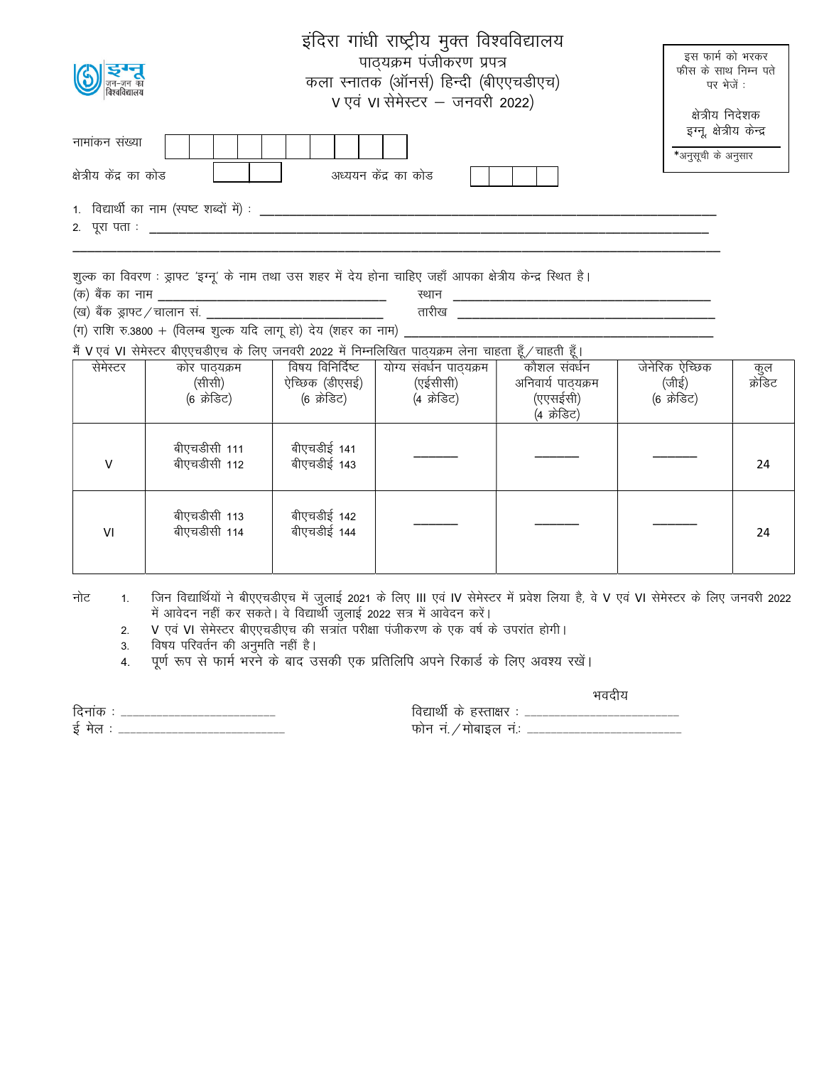# इंदिरा गांधी राष्ट्रीय मुक्त विश्वविद्यालय

## पाठ्यक्रम पंजीकरण प्रपत्र

## कला स्नातक (ऑनर्स) हिन्दी (बीएएचडीएच)

## V एवं VI सेमेस्टर – जनवरी 2022)

इस फार्म को भरकर फीस के साथ निम्न पते पर भेजें :

क्षेत्रीय निदेशक
इग्नू, क्षेत्रीय केन्द्र

*अनुसूची के अनुसार

नामांकन संख्या | | | | | | | | | | |

क्षेत्रीय केंद्र का कोड | | |  अध्ययन केंद्र का कोड | | | | |

1. विद्यार्थी का नाम (स्पष्ट शब्दों में) : ____________________
2. पूरा पता : ____________________

____________________

शुल्क का विवरण : ड्राफ्ट 'इग्नू' के नाम तथा उस शहर में देय होना चाहिए जहाँ आपका क्षेत्रीय केन्द्र स्थित है।

(क) बैंक का नाम ____________________ स्थान ____________________

(ख) बैंक ड्राफ्ट/चालान सं. ____________________ तारीख ____________________

(ग) राशि रु.3800 + (विलम्ब शुल्क यदि लागू हो) देय (शहर का नाम) ____________________

मैं V एवं VI सेमेस्टर बीएएचडीएच के लिए जनवरी 2022 में निम्नलिखित पाठ्यक्रम लेना चाहता हूँ/चाहती हूँ।

| सेमेस्टर | कोर पाठ्यक्रम (सीसी) (6 क्रेडिट) | विषय विनिर्दिष्ट ऐच्छिक (डीएसई) (6 क्रेडिट) | योग्य संवर्धन पाठ्यक्रम (एईसीसी) (4 क्रेडिट) | कौशल संवर्धन अनिवार्य पाठ्यक्रम (एएसईसी) (4 क्रेडिट) | जेनेरिक ऐच्छिक (जीई) (6 क्रेडिट) | कुल क्रेडिट |
|---|---|---|---|---|---|---|
| V | बीएचडीसी 111<br>बीएचडीसी 112 | बीएचडीई 141<br>बीएचडीई 143 | ______ | ______ | ______ | 24 |
| VI | बीएचडीसी 113<br>बीएचडीसी 114 | बीएचडीई 142<br>बीएचडीई 144 | ______ | ______ | ______ | 24 |

नोट

1. जिन विद्यार्थियों ने बीएएचडीएच में जुलाई 2021 के लिए III एवं IV सेमेस्टर में प्रवेश लिया है, वे V एवं VI सेमेस्टर के लिए जनवरी 2022 में आवेदन नहीं कर सकते। वे विद्यार्थी जुलाई 2022 सत्र में आवेदन करें।
2. V एवं VI सेमेस्टर बीएएचडीएच की सत्रांत परीक्षा पंजीकरण के एक वर्ष के उपरांत होगी।
3. विषय परिवर्तन की अनुमति नहीं है।
4. पूर्ण रूप से फार्म भरने के बाद उसकी एक प्रतिलिपि अपने रिकार्ड के लिए अवश्य रखें।

भवदीय

दिनांक : ____________________ विद्यार्थी के हस्ताक्षर : ____________________

ई मेल : ____________________ फोन नं./मोबाइल नं.: ____________________